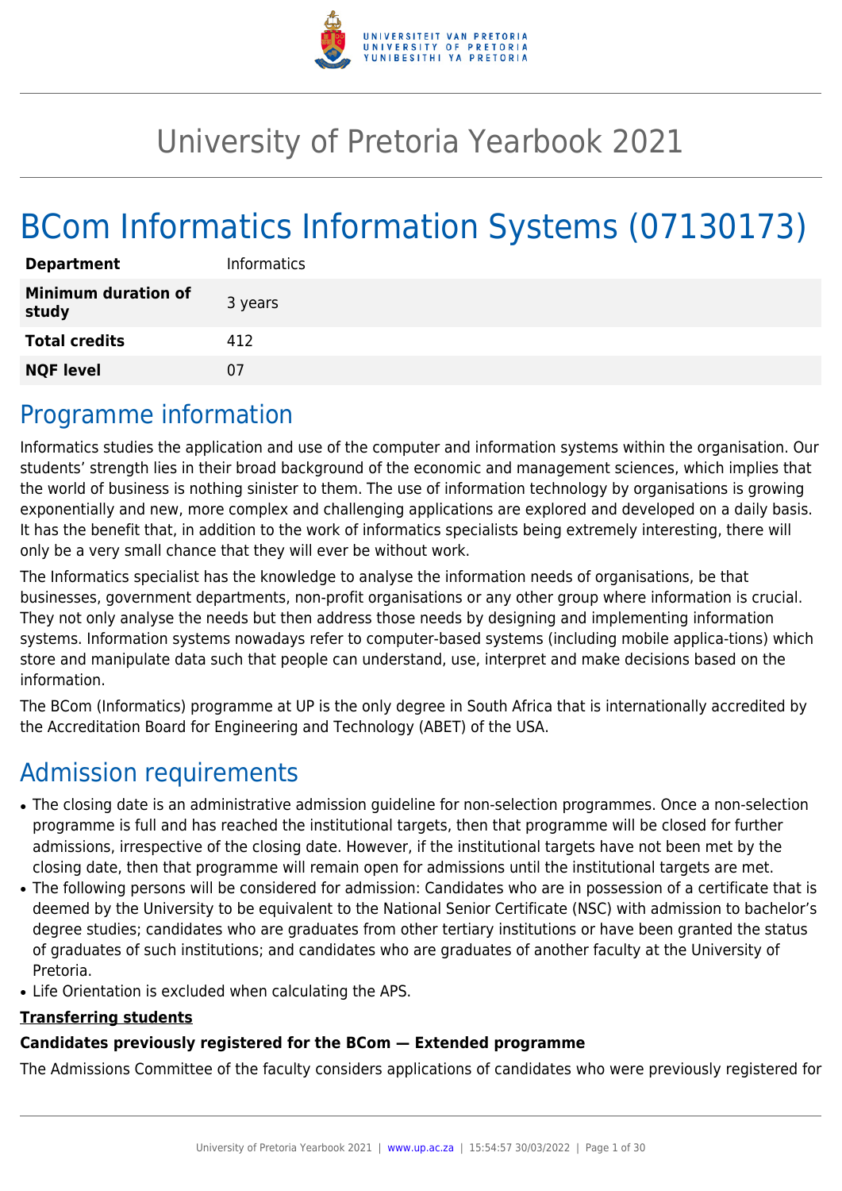# University of Pretoria Yearbook 2021

# BCom Informatics Information Systems (07130173)

| | |
|---|---|
| **Department** | Informatics |
| **Minimum duration of study** | 3 years |
| **Total credits** | 412 |
| **NQF level** | 07 |

## Programme information

Informatics studies the application and use of the computer and information systems within the organisation. Our students' strength lies in their broad background of the economic and management sciences, which implies that the world of business is nothing sinister to them. The use of information technology by organisations is growing exponentially and new, more complex and challenging applications are explored and developed on a daily basis. It has the benefit that, in addition to the work of informatics specialists being extremely interesting, there will only be a very small chance that they will ever be without work.

The Informatics specialist has the knowledge to analyse the information needs of organisations, be that businesses, government departments, non-profit organisations or any other group where information is crucial. They not only analyse the needs but then address those needs by designing and implementing information systems. Information systems nowadays refer to computer-based systems (including mobile applica-tions) which store and manipulate data such that people can understand, use, interpret and make decisions based on the information.

The BCom (Informatics) programme at UP is the only degree in South Africa that is internationally accredited by the Accreditation Board for Engineering and Technology (ABET) of the USA.

## Admission requirements

- The closing date is an administrative admission guideline for non-selection programmes. Once a non-selection programme is full and has reached the institutional targets, then that programme will be closed for further admissions, irrespective of the closing date. However, if the institutional targets have not been met by the closing date, then that programme will remain open for admissions until the institutional targets are met.
- The following persons will be considered for admission: Candidates who are in possession of a certificate that is deemed by the University to be equivalent to the National Senior Certificate (NSC) with admission to bachelor's degree studies; candidates who are graduates from other tertiary institutions or have been granted the status of graduates of such institutions; and candidates who are graduates of another faculty at the University of Pretoria.
- Life Orientation is excluded when calculating the APS.

**Transferring students**

**Candidates previously registered for the BCom — Extended programme**

The Admissions Committee of the faculty considers applications of candidates who were previously registered for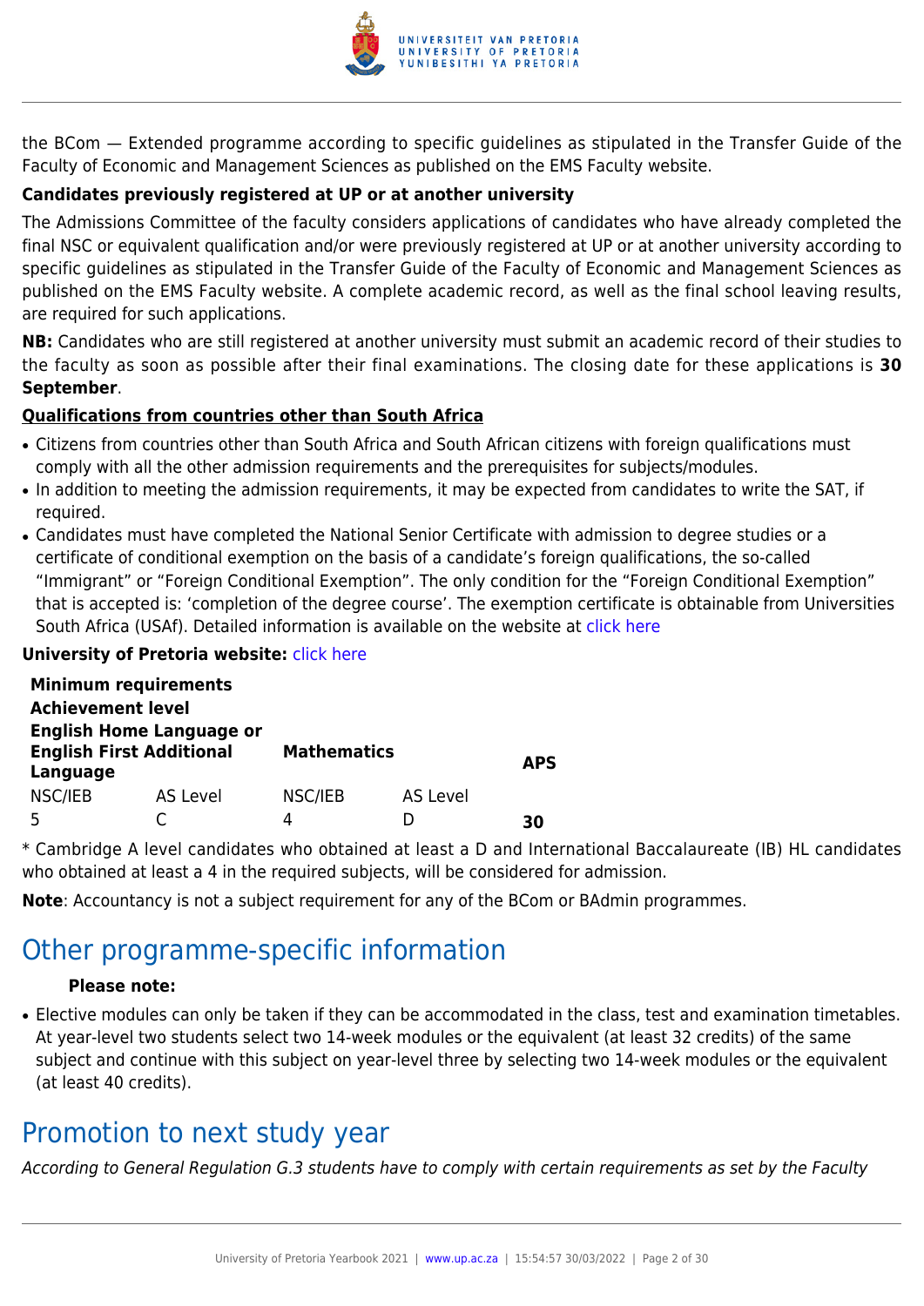the BCom — Extended programme according to specific guidelines as stipulated in the Transfer Guide of the Faculty of Economic and Management Sciences as published on the EMS Faculty website.

**Candidates previously registered at UP or at another university**

The Admissions Committee of the faculty considers applications of candidates who have already completed the final NSC or equivalent qualification and/or were previously registered at UP or at another university according to specific guidelines as stipulated in the Transfer Guide of the Faculty of Economic and Management Sciences as published on the EMS Faculty website. A complete academic record, as well as the final school leaving results, are required for such applications.

**NB:** Candidates who are still registered at another university must submit an academic record of their studies to the faculty as soon as possible after their final examinations. The closing date for these applications is **30 September**.

**Qualifications from countries other than South Africa**

- Citizens from countries other than South Africa and South African citizens with foreign qualifications must comply with all the other admission requirements and the prerequisites for subjects/modules.
- In addition to meeting the admission requirements, it may be expected from candidates to write the SAT, if required.
- Candidates must have completed the National Senior Certificate with admission to degree studies or a certificate of conditional exemption on the basis of a candidate's foreign qualifications, the so-called "Immigrant" or "Foreign Conditional Exemption". The only condition for the "Foreign Conditional Exemption" that is accepted is: 'completion of the degree course'. The exemption certificate is obtainable from Universities South Africa (USAf). Detailed information is available on the website at click here

**University of Pretoria website:** click here

| **Minimum requirements** | | | | |
|---|---|---|---|---|
| **Achievement level** | | | | |
| **English Home Language or English First Additional Language** | | **Mathematics** | | **APS** |
| NSC/IEB | AS Level | NSC/IEB | AS Level | |
| 5 | C | 4 | D | **30** |

* Cambridge A level candidates who obtained at least a D and International Baccalaureate (IB) HL candidates who obtained at least a 4 in the required subjects, will be considered for admission.

**Note**: Accountancy is not a subject requirement for any of the BCom or BAdmin programmes.

# Other programme-specific information

**Please note:**

- Elective modules can only be taken if they can be accommodated in the class, test and examination timetables. At year-level two students select two 14-week modules or the equivalent (at least 32 credits) of the same subject and continue with this subject on year-level three by selecting two 14-week modules or the equivalent (at least 40 credits).

# Promotion to next study year

*According to General Regulation G.3 students have to comply with certain requirements as set by the Faculty*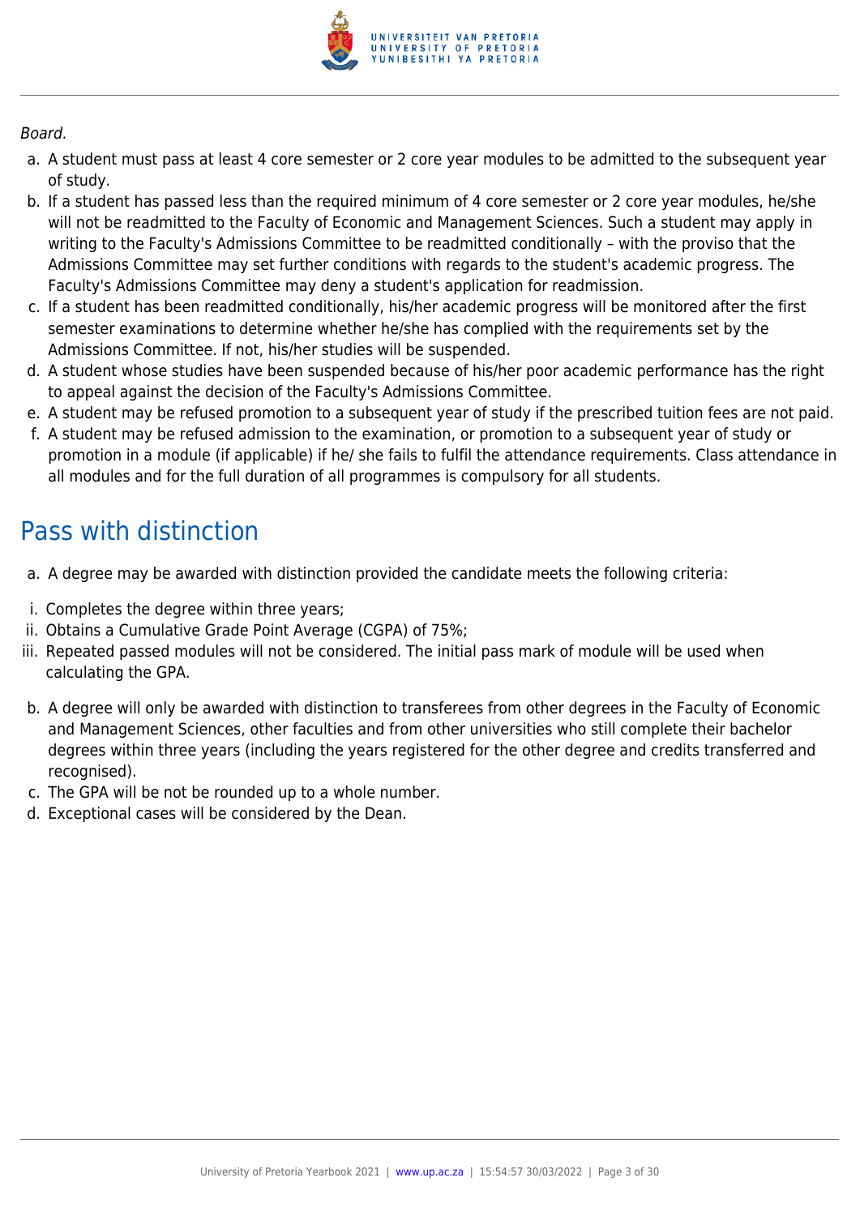*Board.*

a. A student must pass at least 4 core semester or 2 core year modules to be admitted to the subsequent year of study.
b. If a student has passed less than the required minimum of 4 core semester or 2 core year modules, he/she will not be readmitted to the Faculty of Economic and Management Sciences. Such a student may apply in writing to the Faculty's Admissions Committee to be readmitted conditionally – with the proviso that the Admissions Committee may set further conditions with regards to the student's academic progress. The Faculty's Admissions Committee may deny a student's application for readmission.
c. If a student has been readmitted conditionally, his/her academic progress will be monitored after the first semester examinations to determine whether he/she has complied with the requirements set by the Admissions Committee. If not, his/her studies will be suspended.
d. A student whose studies have been suspended because of his/her poor academic performance has the right to appeal against the decision of the Faculty's Admissions Committee.
e. A student may be refused promotion to a subsequent year of study if the prescribed tuition fees are not paid.
f. A student may be refused admission to the examination, or promotion to a subsequent year of study or promotion in a module (if applicable) if he/ she fails to fulfil the attendance requirements. Class attendance in all modules and for the full duration of all programmes is compulsory for all students.

## Pass with distinction

a. A degree may be awarded with distinction provided the candidate meets the following criteria:

i. Completes the degree within three years;
ii. Obtains a Cumulative Grade Point Average (CGPA) of 75%;
iii. Repeated passed modules will not be considered. The initial pass mark of module will be used when calculating the GPA.

b. A degree will only be awarded with distinction to transferees from other degrees in the Faculty of Economic and Management Sciences, other faculties and from other universities who still complete their bachelor degrees within three years (including the years registered for the other degree and credits transferred and recognised).
c. The GPA will be not be rounded up to a whole number.
d. Exceptional cases will be considered by the Dean.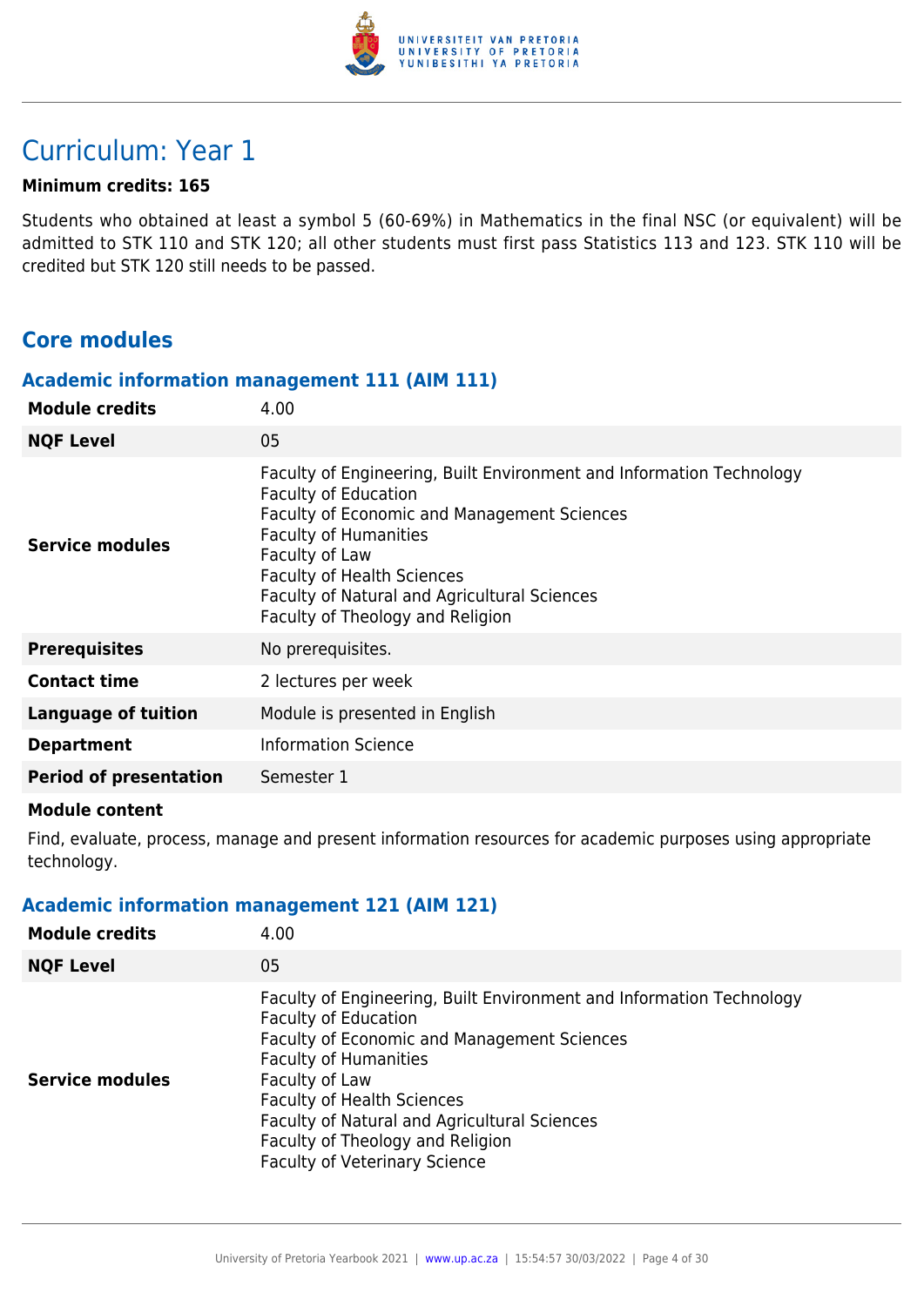# Curriculum: Year 1

**Minimum credits: 165**

Students who obtained at least a symbol 5 (60-69%) in Mathematics in the final NSC (or equivalent) will be admitted to STK 110 and STK 120; all other students must first pass Statistics 113 and 123. STK 110 will be credited but STK 120 still needs to be passed.

## Core modules

### Academic information management 111 (AIM 111)

| | |
|---|---|
| **Module credits** | 4.00 |
| **NQF Level** | 05 |
| **Service modules** | Faculty of Engineering, Built Environment and Information Technology<br>Faculty of Education<br>Faculty of Economic and Management Sciences<br>Faculty of Humanities<br>Faculty of Law<br>Faculty of Health Sciences<br>Faculty of Natural and Agricultural Sciences<br>Faculty of Theology and Religion |
| **Prerequisites** | No prerequisites. |
| **Contact time** | 2 lectures per week |
| **Language of tuition** | Module is presented in English |
| **Department** | Information Science |
| **Period of presentation** | Semester 1 |

**Module content**

Find, evaluate, process, manage and present information resources for academic purposes using appropriate technology.

### Academic information management 121 (AIM 121)

| | |
|---|---|
| **Module credits** | 4.00 |
| **NQF Level** | 05 |
| **Service modules** | Faculty of Engineering, Built Environment and Information Technology<br>Faculty of Education<br>Faculty of Economic and Management Sciences<br>Faculty of Humanities<br>Faculty of Law<br>Faculty of Health Sciences<br>Faculty of Natural and Agricultural Sciences<br>Faculty of Theology and Religion<br>Faculty of Veterinary Science |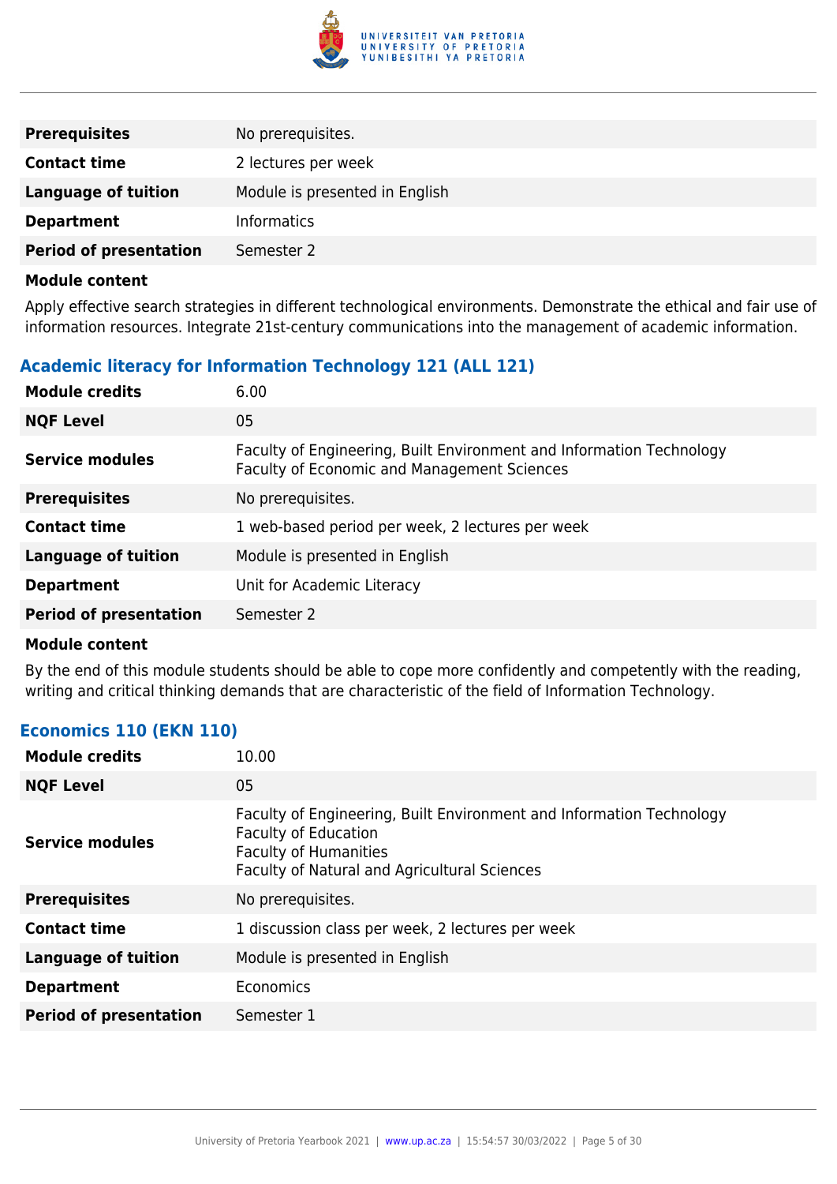| | |
|---|---|
| **Prerequisites** | No prerequisites. |
| **Contact time** | 2 lectures per week |
| **Language of tuition** | Module is presented in English |
| **Department** | Informatics |
| **Period of presentation** | Semester 2 |

**Module content**

Apply effective search strategies in different technological environments. Demonstrate the ethical and fair use of information resources. Integrate 21st-century communications into the management of academic information.

### Academic literacy for Information Technology 121 (ALL 121)

| | |
|---|---|
| **Module credits** | 6.00 |
| **NQF Level** | 05 |
| **Service modules** | Faculty of Engineering, Built Environment and Information Technology<br>Faculty of Economic and Management Sciences |
| **Prerequisites** | No prerequisites. |
| **Contact time** | 1 web-based period per week, 2 lectures per week |
| **Language of tuition** | Module is presented in English |
| **Department** | Unit for Academic Literacy |
| **Period of presentation** | Semester 2 |

**Module content**

By the end of this module students should be able to cope more confidently and competently with the reading, writing and critical thinking demands that are characteristic of the field of Information Technology.

### Economics 110 (EKN 110)

| | |
|---|---|
| **Module credits** | 10.00 |
| **NQF Level** | 05 |
| **Service modules** | Faculty of Engineering, Built Environment and Information Technology<br>Faculty of Education<br>Faculty of Humanities<br>Faculty of Natural and Agricultural Sciences |
| **Prerequisites** | No prerequisites. |
| **Contact time** | 1 discussion class per week, 2 lectures per week |
| **Language of tuition** | Module is presented in English |
| **Department** | Economics |
| **Period of presentation** | Semester 1 |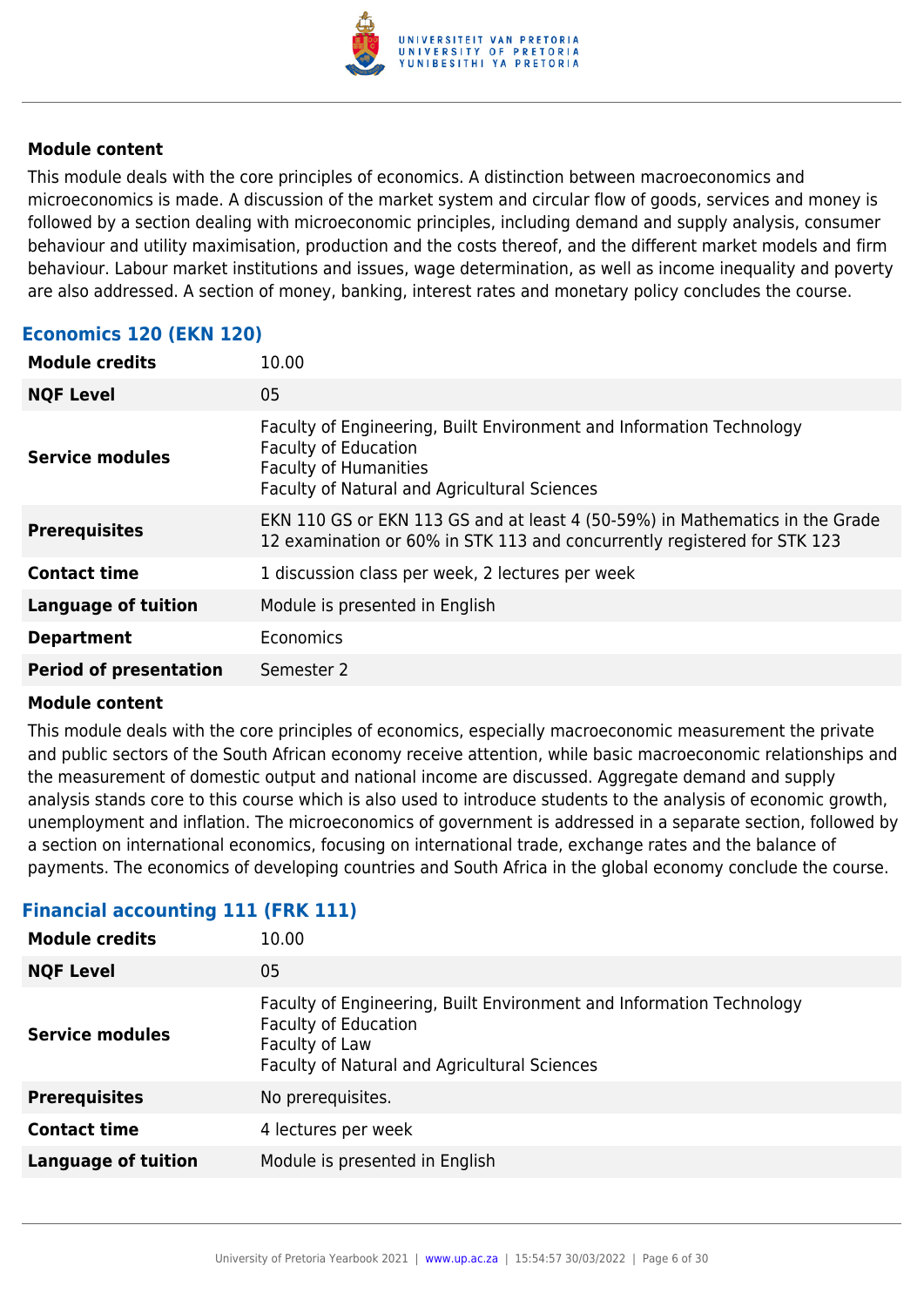**Module content**

This module deals with the core principles of economics. A distinction between macroeconomics and microeconomics is made. A discussion of the market system and circular flow of goods, services and money is followed by a section dealing with microeconomic principles, including demand and supply analysis, consumer behaviour and utility maximisation, production and the costs thereof, and the different market models and firm behaviour. Labour market institutions and issues, wage determination, as well as income inequality and poverty are also addressed. A section of money, banking, interest rates and monetary policy concludes the course.

### Economics 120 (EKN 120)

| | |
|---|---|
| **Module credits** | 10.00 |
| **NQF Level** | 05 |
| **Service modules** | Faculty of Engineering, Built Environment and Information Technology<br>Faculty of Education<br>Faculty of Humanities<br>Faculty of Natural and Agricultural Sciences |
| **Prerequisites** | EKN 110 GS or EKN 113 GS and at least 4 (50-59%) in Mathematics in the Grade 12 examination or 60% in STK 113 and concurrently registered for STK 123 |
| **Contact time** | 1 discussion class per week, 2 lectures per week |
| **Language of tuition** | Module is presented in English |
| **Department** | Economics |
| **Period of presentation** | Semester 2 |

**Module content**

This module deals with the core principles of economics, especially macroeconomic measurement the private and public sectors of the South African economy receive attention, while basic macroeconomic relationships and the measurement of domestic output and national income are discussed. Aggregate demand and supply analysis stands core to this course which is also used to introduce students to the analysis of economic growth, unemployment and inflation. The microeconomics of government is addressed in a separate section, followed by a section on international economics, focusing on international trade, exchange rates and the balance of payments. The economics of developing countries and South Africa in the global economy conclude the course.

### Financial accounting 111 (FRK 111)

| | |
|---|---|
| **Module credits** | 10.00 |
| **NQF Level** | 05 |
| **Service modules** | Faculty of Engineering, Built Environment and Information Technology<br>Faculty of Education<br>Faculty of Law<br>Faculty of Natural and Agricultural Sciences |
| **Prerequisites** | No prerequisites. |
| **Contact time** | 4 lectures per week |
| **Language of tuition** | Module is presented in English |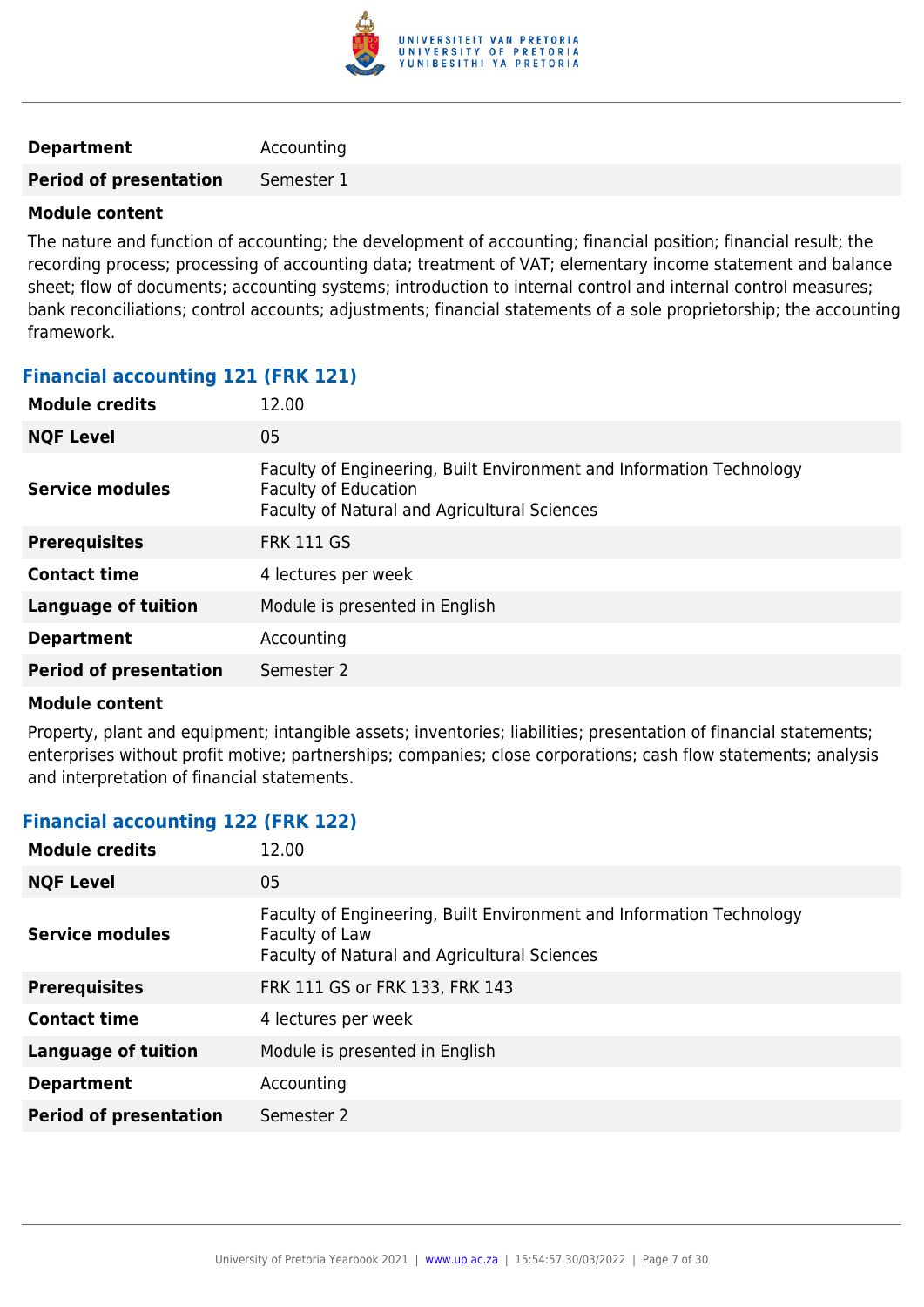| | |
|---|---|
| **Department** | Accounting |
| **Period of presentation** | Semester 1 |

**Module content**

The nature and function of accounting; the development of accounting; financial position; financial result; the recording process; processing of accounting data; treatment of VAT; elementary income statement and balance sheet; flow of documents; accounting systems; introduction to internal control and internal control measures; bank reconciliations; control accounts; adjustments; financial statements of a sole proprietorship; the accounting framework.

### Financial accounting 121 (FRK 121)

| | |
|---|---|
| **Module credits** | 12.00 |
| **NQF Level** | 05 |
| **Service modules** | Faculty of Engineering, Built Environment and Information Technology<br>Faculty of Education<br>Faculty of Natural and Agricultural Sciences |
| **Prerequisites** | FRK 111 GS |
| **Contact time** | 4 lectures per week |
| **Language of tuition** | Module is presented in English |
| **Department** | Accounting |
| **Period of presentation** | Semester 2 |

**Module content**

Property, plant and equipment; intangible assets; inventories; liabilities; presentation of financial statements; enterprises without profit motive; partnerships; companies; close corporations; cash flow statements; analysis and interpretation of financial statements.

### Financial accounting 122 (FRK 122)

| | |
|---|---|
| **Module credits** | 12.00 |
| **NQF Level** | 05 |
| **Service modules** | Faculty of Engineering, Built Environment and Information Technology<br>Faculty of Law<br>Faculty of Natural and Agricultural Sciences |
| **Prerequisites** | FRK 111 GS or FRK 133, FRK 143 |
| **Contact time** | 4 lectures per week |
| **Language of tuition** | Module is presented in English |
| **Department** | Accounting |
| **Period of presentation** | Semester 2 |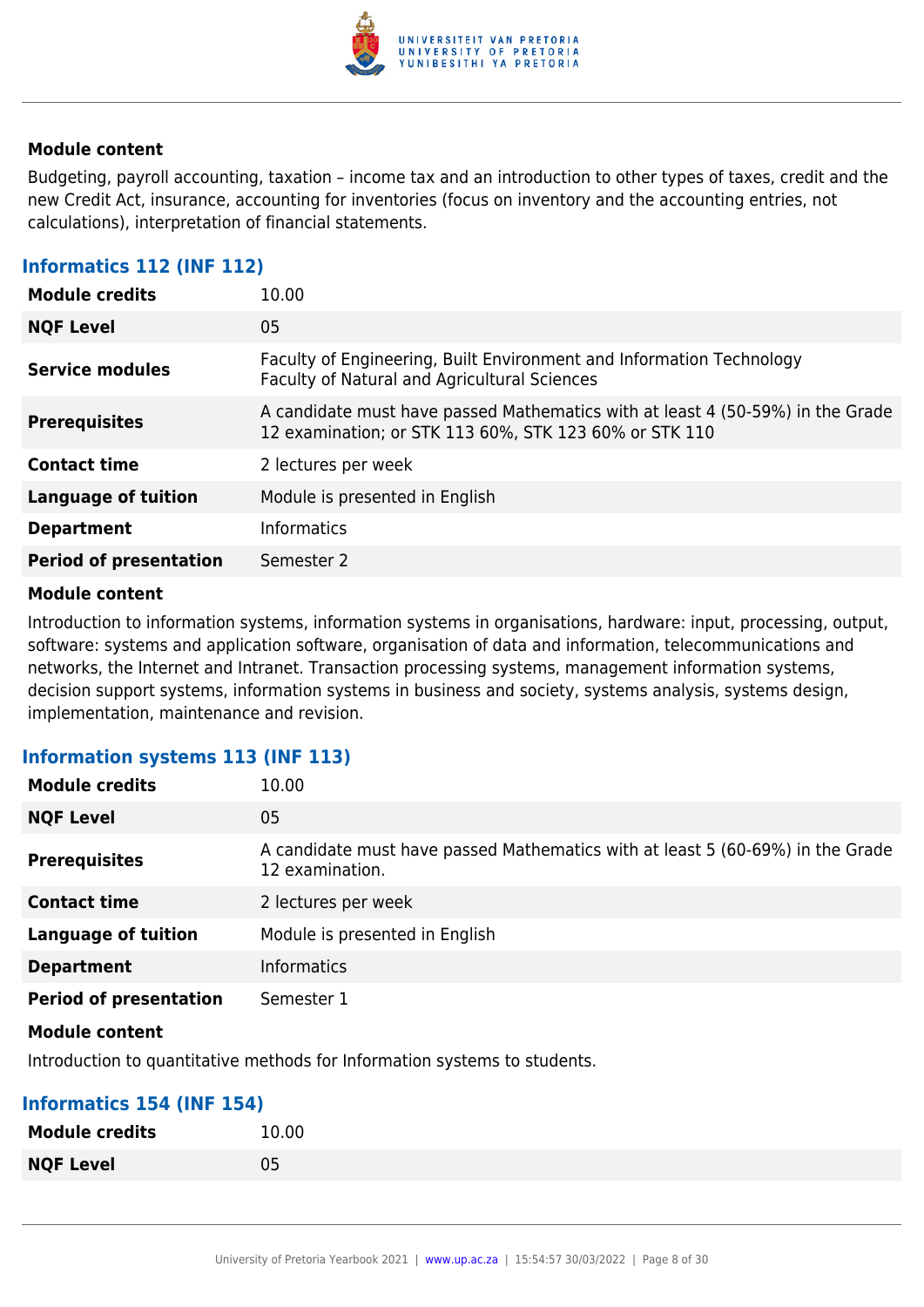**Module content**

Budgeting, payroll accounting, taxation – income tax and an introduction to other types of taxes, credit and the new Credit Act, insurance, accounting for inventories (focus on inventory and the accounting entries, not calculations), interpretation of financial statements.

### Informatics 112 (INF 112)

| | |
|---|---|
| **Module credits** | 10.00 |
| **NQF Level** | 05 |
| **Service modules** | Faculty of Engineering, Built Environment and Information Technology<br>Faculty of Natural and Agricultural Sciences |
| **Prerequisites** | A candidate must have passed Mathematics with at least 4 (50-59%) in the Grade 12 examination; or STK 113 60%, STK 123 60% or STK 110 |
| **Contact time** | 2 lectures per week |
| **Language of tuition** | Module is presented in English |
| **Department** | Informatics |
| **Period of presentation** | Semester 2 |

**Module content**

Introduction to information systems, information systems in organisations, hardware: input, processing, output, software: systems and application software, organisation of data and information, telecommunications and networks, the Internet and Intranet. Transaction processing systems, management information systems, decision support systems, information systems in business and society, systems analysis, systems design, implementation, maintenance and revision.

### Information systems 113 (INF 113)

| | |
|---|---|
| **Module credits** | 10.00 |
| **NQF Level** | 05 |
| **Prerequisites** | A candidate must have passed Mathematics with at least 5 (60-69%) in the Grade 12 examination. |
| **Contact time** | 2 lectures per week |
| **Language of tuition** | Module is presented in English |
| **Department** | Informatics |
| **Period of presentation** | Semester 1 |

**Module content**

Introduction to quantitative methods for Information systems to students.

### Informatics 154 (INF 154)

| | |
|---|---|
| **Module credits** | 10.00 |
| **NQF Level** | 05 |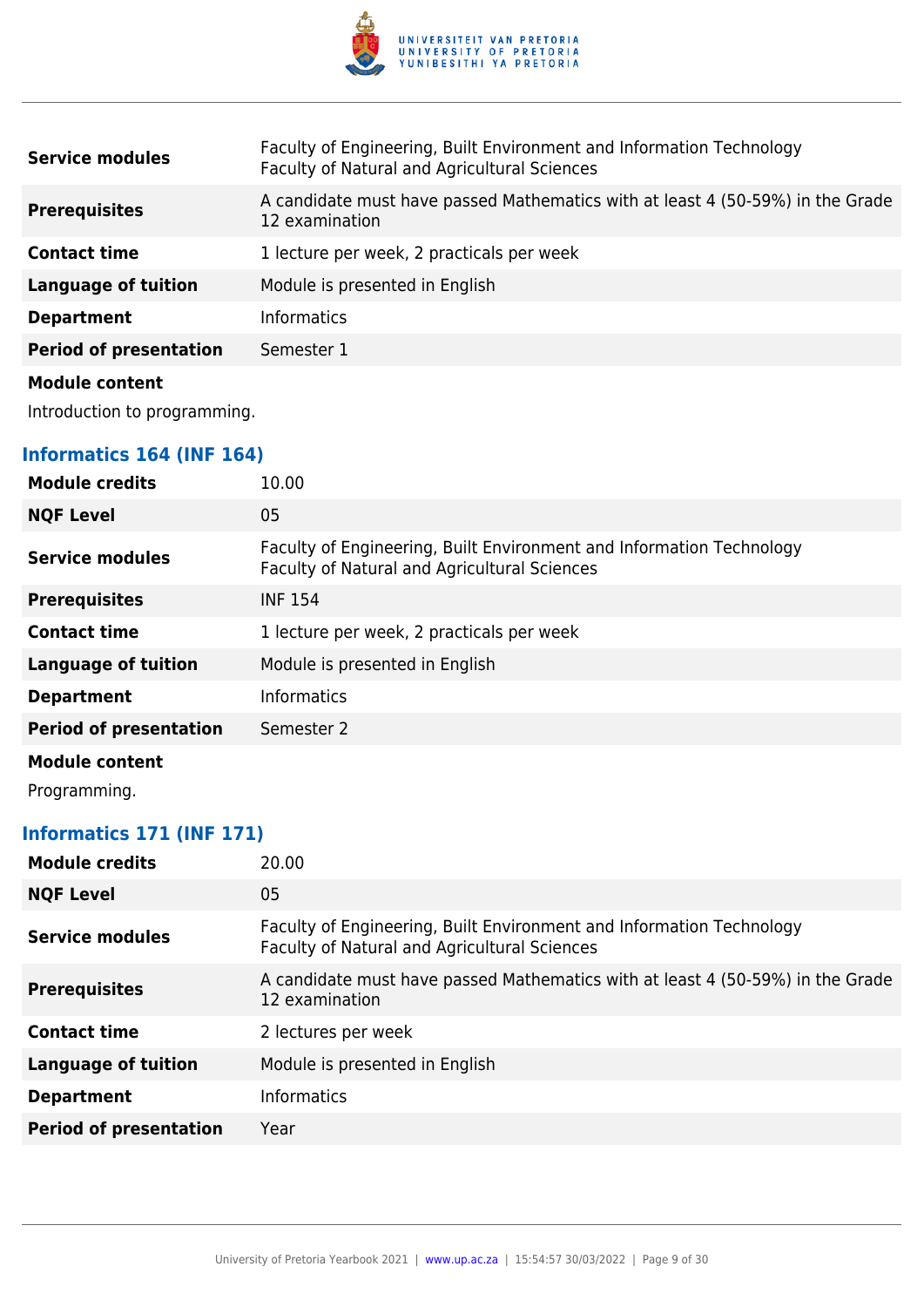| | |
|---|---|
| **Service modules** | Faculty of Engineering, Built Environment and Information Technology<br>Faculty of Natural and Agricultural Sciences |
| **Prerequisites** | A candidate must have passed Mathematics with at least 4 (50-59%) in the Grade 12 examination |
| **Contact time** | 1 lecture per week, 2 practicals per week |
| **Language of tuition** | Module is presented in English |
| **Department** | Informatics |
| **Period of presentation** | Semester 1 |

**Module content**

Introduction to programming.

### Informatics 164 (INF 164)

| | |
|---|---|
| **Module credits** | 10.00 |
| **NQF Level** | 05 |
| **Service modules** | Faculty of Engineering, Built Environment and Information Technology<br>Faculty of Natural and Agricultural Sciences |
| **Prerequisites** | INF 154 |
| **Contact time** | 1 lecture per week, 2 practicals per week |
| **Language of tuition** | Module is presented in English |
| **Department** | Informatics |
| **Period of presentation** | Semester 2 |

**Module content**

Programming.

### Informatics 171 (INF 171)

| | |
|---|---|
| **Module credits** | 20.00 |
| **NQF Level** | 05 |
| **Service modules** | Faculty of Engineering, Built Environment and Information Technology<br>Faculty of Natural and Agricultural Sciences |
| **Prerequisites** | A candidate must have passed Mathematics with at least 4 (50-59%) in the Grade 12 examination |
| **Contact time** | 2 lectures per week |
| **Language of tuition** | Module is presented in English |
| **Department** | Informatics |
| **Period of presentation** | Year |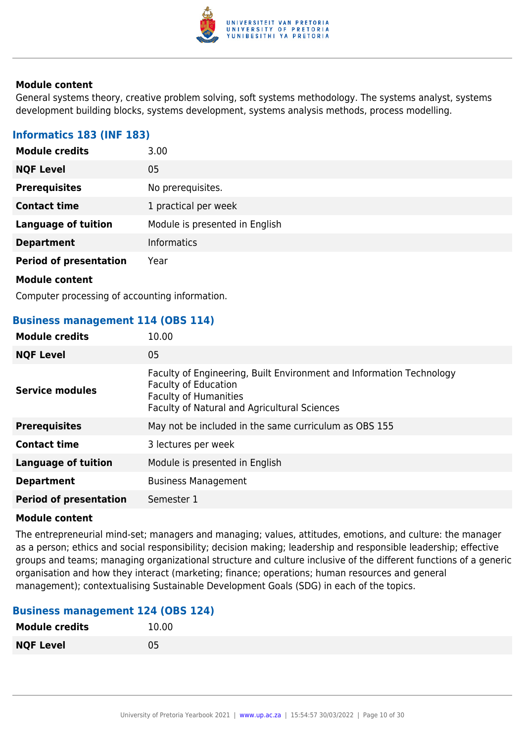**Module content**

General systems theory, creative problem solving, soft systems methodology. The systems analyst, systems development building blocks, systems development, systems analysis methods, process modelling.

### Informatics 183 (INF 183)

| | |
|---|---|
| **Module credits** | 3.00 |
| **NQF Level** | 05 |
| **Prerequisites** | No prerequisites. |
| **Contact time** | 1 practical per week |
| **Language of tuition** | Module is presented in English |
| **Department** | Informatics |
| **Period of presentation** | Year |

**Module content**

Computer processing of accounting information.

### Business management 114 (OBS 114)

| | |
|---|---|
| **Module credits** | 10.00 |
| **NQF Level** | 05 |
| **Service modules** | Faculty of Engineering, Built Environment and Information Technology<br>Faculty of Education<br>Faculty of Humanities<br>Faculty of Natural and Agricultural Sciences |
| **Prerequisites** | May not be included in the same curriculum as OBS 155 |
| **Contact time** | 3 lectures per week |
| **Language of tuition** | Module is presented in English |
| **Department** | Business Management |
| **Period of presentation** | Semester 1 |

**Module content**

The entrepreneurial mind-set; managers and managing; values, attitudes, emotions, and culture: the manager as a person; ethics and social responsibility; decision making; leadership and responsible leadership; effective groups and teams; managing organizational structure and culture inclusive of the different functions of a generic organisation and how they interact (marketing; finance; operations; human resources and general management); contextualising Sustainable Development Goals (SDG) in each of the topics.

### Business management 124 (OBS 124)

| | |
|---|---|
| **Module credits** | 10.00 |
| **NQF Level** | 05 |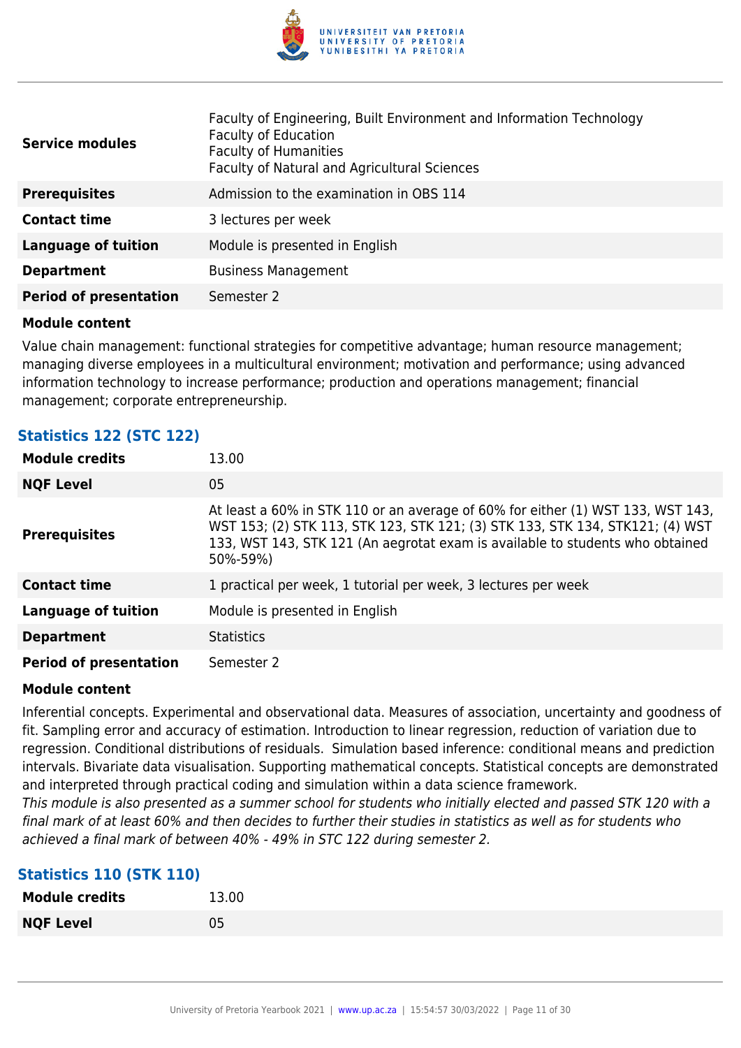| | |
|---|---|
| **Service modules** | Faculty of Engineering, Built Environment and Information Technology<br>Faculty of Education<br>Faculty of Humanities<br>Faculty of Natural and Agricultural Sciences |
| **Prerequisites** | Admission to the examination in OBS 114 |
| **Contact time** | 3 lectures per week |
| **Language of tuition** | Module is presented in English |
| **Department** | Business Management |
| **Period of presentation** | Semester 2 |

**Module content**

Value chain management: functional strategies for competitive advantage; human resource management; managing diverse employees in a multicultural environment; motivation and performance; using advanced information technology to increase performance; production and operations management; financial management; corporate entrepreneurship.

### Statistics 122 (STC 122)

| | |
|---|---|
| **Module credits** | 13.00 |
| **NQF Level** | 05 |
| **Prerequisites** | At least a 60% in STK 110 or an average of 60% for either (1) WST 133, WST 143, WST 153; (2) STK 113, STK 123, STK 121; (3) STK 133, STK 134, STK121; (4) WST 133, WST 143, STK 121 (An aegrotat exam is available to students who obtained 50%-59%) |
| **Contact time** | 1 practical per week, 1 tutorial per week, 3 lectures per week |
| **Language of tuition** | Module is presented in English |
| **Department** | Statistics |
| **Period of presentation** | Semester 2 |

**Module content**

Inferential concepts. Experimental and observational data. Measures of association, uncertainty and goodness of fit. Sampling error and accuracy of estimation. Introduction to linear regression, reduction of variation due to regression. Conditional distributions of residuals. Simulation based inference: conditional means and prediction intervals. Bivariate data visualisation. Supporting mathematical concepts. Statistical concepts are demonstrated and interpreted through practical coding and simulation within a data science framework.
*This module is also presented as a summer school for students who initially elected and passed STK 120 with a final mark of at least 60% and then decides to further their studies in statistics as well as for students who achieved a final mark of between 40% - 49% in STC 122 during semester 2.*

### Statistics 110 (STK 110)

| | |
|---|---|
| **Module credits** | 13.00 |
| **NQF Level** | 05 |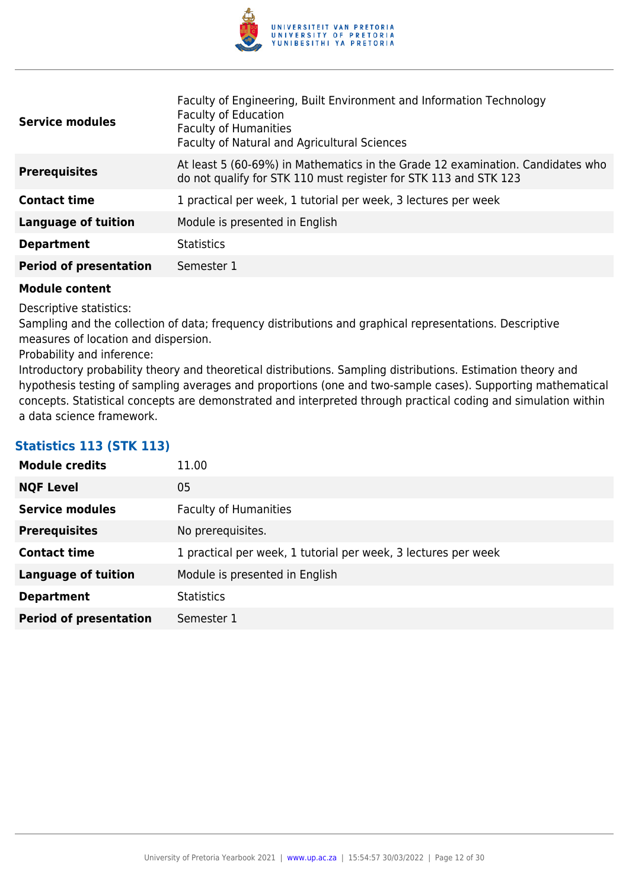| | |
|---|---|
| **Service modules** | Faculty of Engineering, Built Environment and Information Technology<br>Faculty of Education<br>Faculty of Humanities<br>Faculty of Natural and Agricultural Sciences |
| **Prerequisites** | At least 5 (60-69%) in Mathematics in the Grade 12 examination. Candidates who do not qualify for STK 110 must register for STK 113 and STK 123 |
| **Contact time** | 1 practical per week, 1 tutorial per week, 3 lectures per week |
| **Language of tuition** | Module is presented in English |
| **Department** | Statistics |
| **Period of presentation** | Semester 1 |

**Module content**

Descriptive statistics:
Sampling and the collection of data; frequency distributions and graphical representations. Descriptive measures of location and dispersion.
Probability and inference:
Introductory probability theory and theoretical distributions. Sampling distributions. Estimation theory and hypothesis testing of sampling averages and proportions (one and two-sample cases). Supporting mathematical concepts. Statistical concepts are demonstrated and interpreted through practical coding and simulation within a data science framework.

### Statistics 113 (STK 113)

| | |
|---|---|
| **Module credits** | 11.00 |
| **NQF Level** | 05 |
| **Service modules** | Faculty of Humanities |
| **Prerequisites** | No prerequisites. |
| **Contact time** | 1 practical per week, 1 tutorial per week, 3 lectures per week |
| **Language of tuition** | Module is presented in English |
| **Department** | Statistics |
| **Period of presentation** | Semester 1 |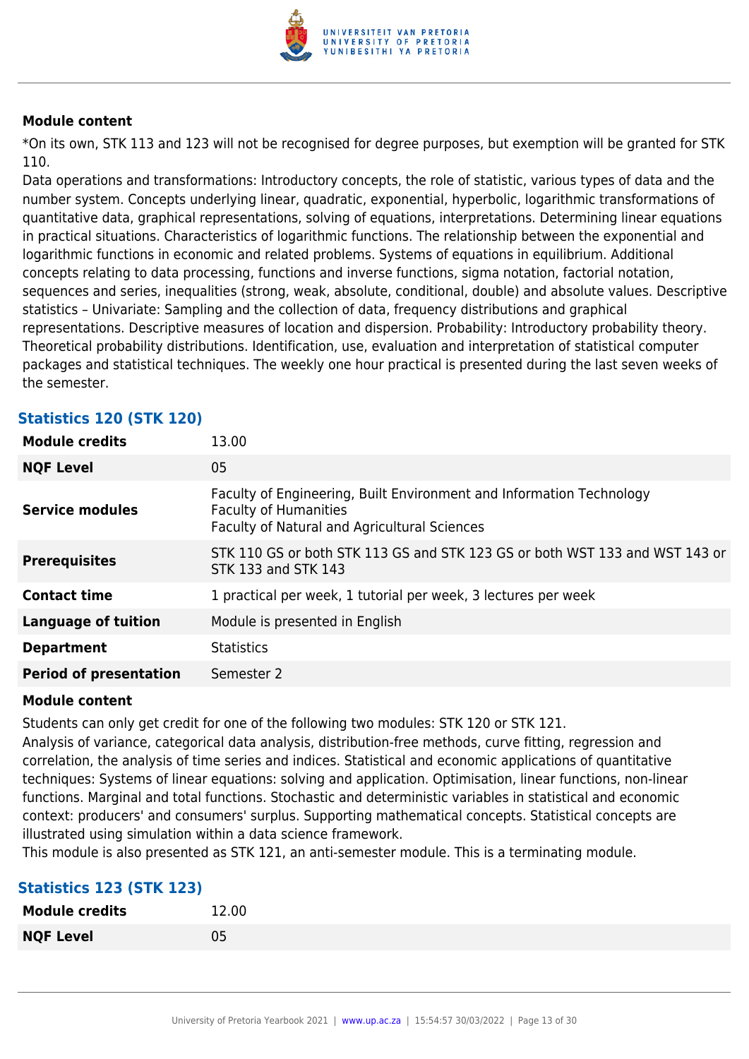#### Module content

*On its own, STK 113 and 123 will not be recognised for degree purposes, but exemption will be granted for STK 110.

Data operations and transformations: Introductory concepts, the role of statistic, various types of data and the number system. Concepts underlying linear, quadratic, exponential, hyperbolic, logarithmic transformations of quantitative data, graphical representations, solving of equations, interpretations. Determining linear equations in practical situations. Characteristics of logarithmic functions. The relationship between the exponential and logarithmic functions in economic and related problems. Systems of equations in equilibrium. Additional concepts relating to data processing, functions and inverse functions, sigma notation, factorial notation, sequences and series, inequalities (strong, weak, absolute, conditional, double) and absolute values. Descriptive statistics – Univariate: Sampling and the collection of data, frequency distributions and graphical representations. Descriptive measures of location and dispersion. Probability: Introductory probability theory. Theoretical probability distributions. Identification, use, evaluation and interpretation of statistical computer packages and statistical techniques. The weekly one hour practical is presented during the last seven weeks of the semester.

### Statistics 120 (STK 120)

| | |
|---|---|
| **Module credits** | 13.00 |
| **NQF Level** | 05 |
| **Service modules** | Faculty of Engineering, Built Environment and Information Technology<br>Faculty of Humanities<br>Faculty of Natural and Agricultural Sciences |
| **Prerequisites** | STK 110 GS or both STK 113 GS and STK 123 GS or both WST 133 and WST 143 or STK 133 and STK 143 |
| **Contact time** | 1 practical per week, 1 tutorial per week, 3 lectures per week |
| **Language of tuition** | Module is presented in English |
| **Department** | Statistics |
| **Period of presentation** | Semester 2 |

#### Module content

Students can only get credit for one of the following two modules: STK 120 or STK 121.

Analysis of variance, categorical data analysis, distribution-free methods, curve fitting, regression and correlation, the analysis of time series and indices. Statistical and economic applications of quantitative techniques: Systems of linear equations: solving and application. Optimisation, linear functions, non-linear functions. Marginal and total functions. Stochastic and deterministic variables in statistical and economic context: producers' and consumers' surplus. Supporting mathematical concepts. Statistical concepts are illustrated using simulation within a data science framework.

This module is also presented as STK 121, an anti-semester module. This is a terminating module.

### Statistics 123 (STK 123)

| | |
|---|---|
| **Module credits** | 12.00 |
| **NQF Level** | 05 |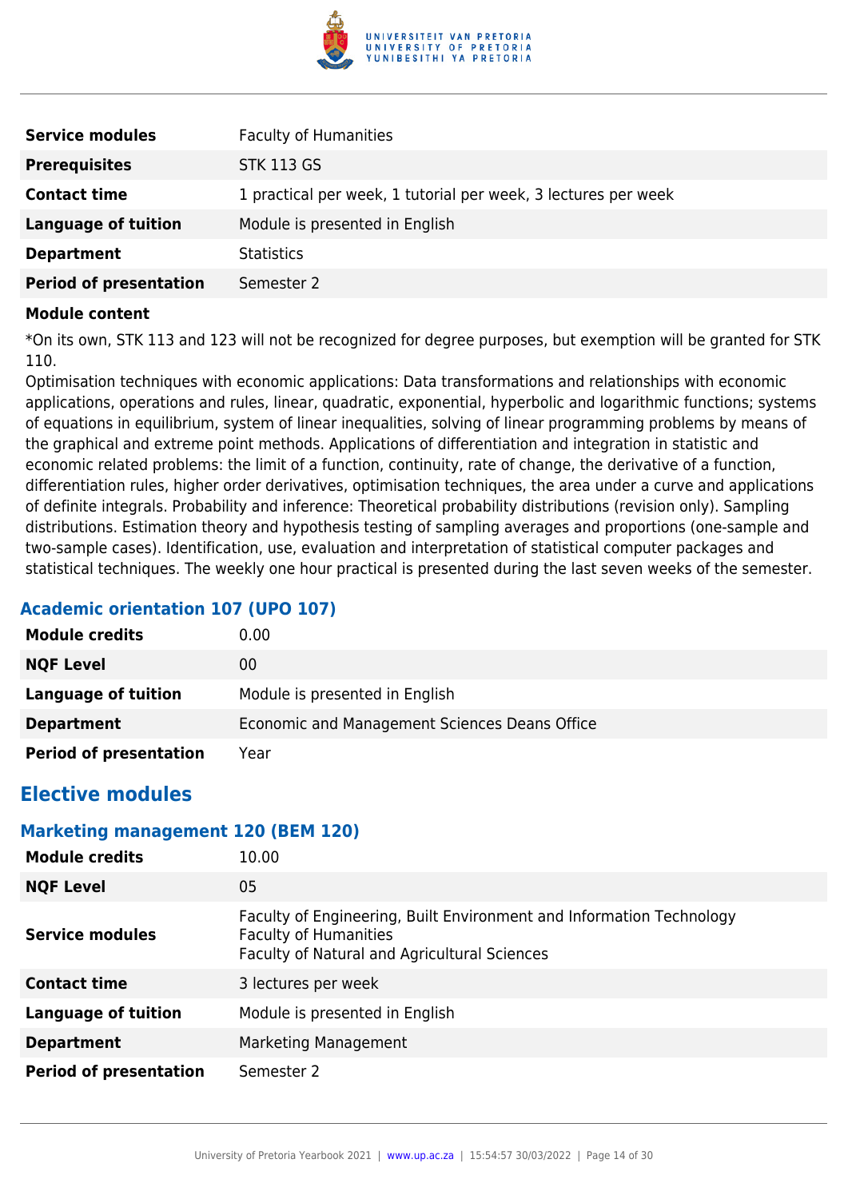| | |
|---|---|
| **Service modules** | Faculty of Humanities |
| **Prerequisites** | STK 113 GS |
| **Contact time** | 1 practical per week, 1 tutorial per week, 3 lectures per week |
| **Language of tuition** | Module is presented in English |
| **Department** | Statistics |
| **Period of presentation** | Semester 2 |

**Module content**

*On its own, STK 113 and 123 will not be recognized for degree purposes, but exemption will be granted for STK 110.

Optimisation techniques with economic applications: Data transformations and relationships with economic applications, operations and rules, linear, quadratic, exponential, hyperbolic and logarithmic functions; systems of equations in equilibrium, system of linear inequalities, solving of linear programming problems by means of the graphical and extreme point methods. Applications of differentiation and integration in statistic and economic related problems: the limit of a function, continuity, rate of change, the derivative of a function, differentiation rules, higher order derivatives, optimisation techniques, the area under a curve and applications of definite integrals. Probability and inference: Theoretical probability distributions (revision only). Sampling distributions. Estimation theory and hypothesis testing of sampling averages and proportions (one-sample and two-sample cases). Identification, use, evaluation and interpretation of statistical computer packages and statistical techniques. The weekly one hour practical is presented during the last seven weeks of the semester.

### Academic orientation 107 (UPO 107)

| | |
|---|---|
| **Module credits** | 0.00 |
| **NQF Level** | 00 |
| **Language of tuition** | Module is presented in English |
| **Department** | Economic and Management Sciences Deans Office |
| **Period of presentation** | Year |

## Elective modules

### Marketing management 120 (BEM 120)

| | |
|---|---|
| **Module credits** | 10.00 |
| **NQF Level** | 05 |
| **Service modules** | Faculty of Engineering, Built Environment and Information Technology<br>Faculty of Humanities<br>Faculty of Natural and Agricultural Sciences |
| **Contact time** | 3 lectures per week |
| **Language of tuition** | Module is presented in English |
| **Department** | Marketing Management |
| **Period of presentation** | Semester 2 |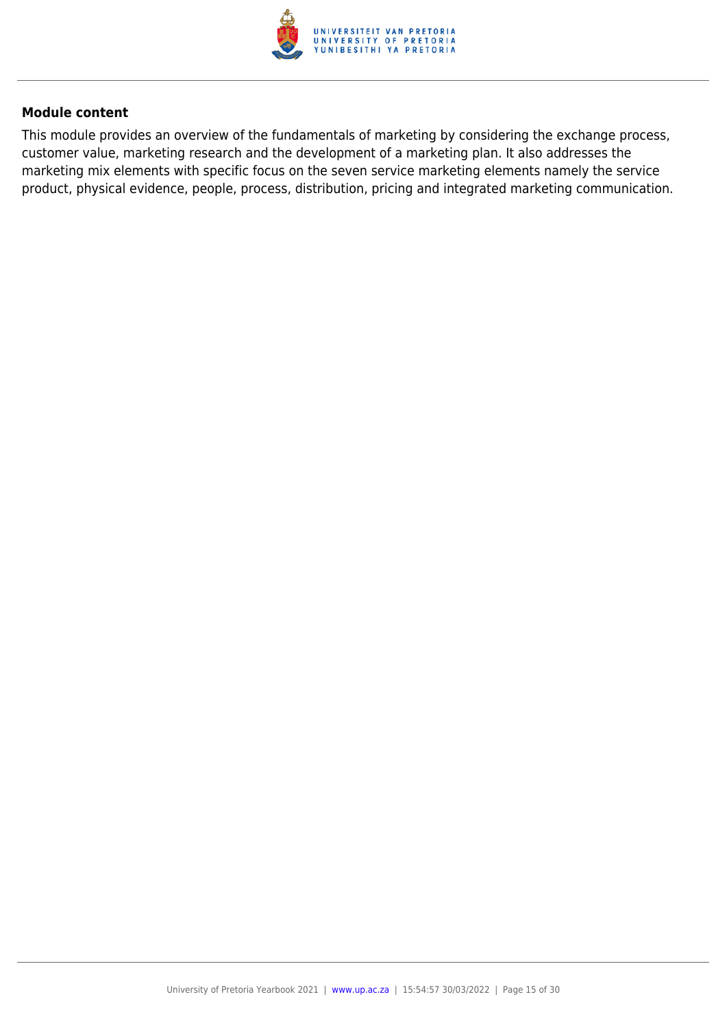**Module content**

This module provides an overview of the fundamentals of marketing by considering the exchange process, customer value, marketing research and the development of a marketing plan. It also addresses the marketing mix elements with specific focus on the seven service marketing elements namely the service product, physical evidence, people, process, distribution, pricing and integrated marketing communication.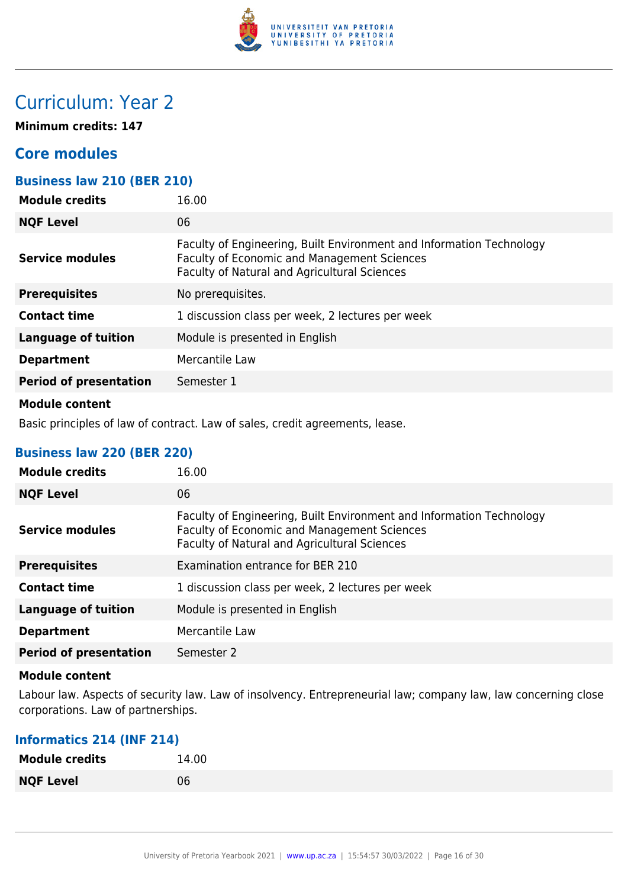# Curriculum: Year 2

**Minimum credits: 147**

## Core modules

### Business law 210 (BER 210)

| | |
|---|---|
| **Module credits** | 16.00 |
| **NQF Level** | 06 |
| **Service modules** | Faculty of Engineering, Built Environment and Information Technology<br>Faculty of Economic and Management Sciences<br>Faculty of Natural and Agricultural Sciences |
| **Prerequisites** | No prerequisites. |
| **Contact time** | 1 discussion class per week, 2 lectures per week |
| **Language of tuition** | Module is presented in English |
| **Department** | Mercantile Law |
| **Period of presentation** | Semester 1 |

**Module content**

Basic principles of law of contract. Law of sales, credit agreements, lease.

### Business law 220 (BER 220)

| | |
|---|---|
| **Module credits** | 16.00 |
| **NQF Level** | 06 |
| **Service modules** | Faculty of Engineering, Built Environment and Information Technology<br>Faculty of Economic and Management Sciences<br>Faculty of Natural and Agricultural Sciences |
| **Prerequisites** | Examination entrance for BER 210 |
| **Contact time** | 1 discussion class per week, 2 lectures per week |
| **Language of tuition** | Module is presented in English |
| **Department** | Mercantile Law |
| **Period of presentation** | Semester 2 |

**Module content**

Labour law. Aspects of security law. Law of insolvency. Entrepreneurial law; company law, law concerning close corporations. Law of partnerships.

### Informatics 214 (INF 214)

| | |
|---|---|
| **Module credits** | 14.00 |
| **NQF Level** | 06 |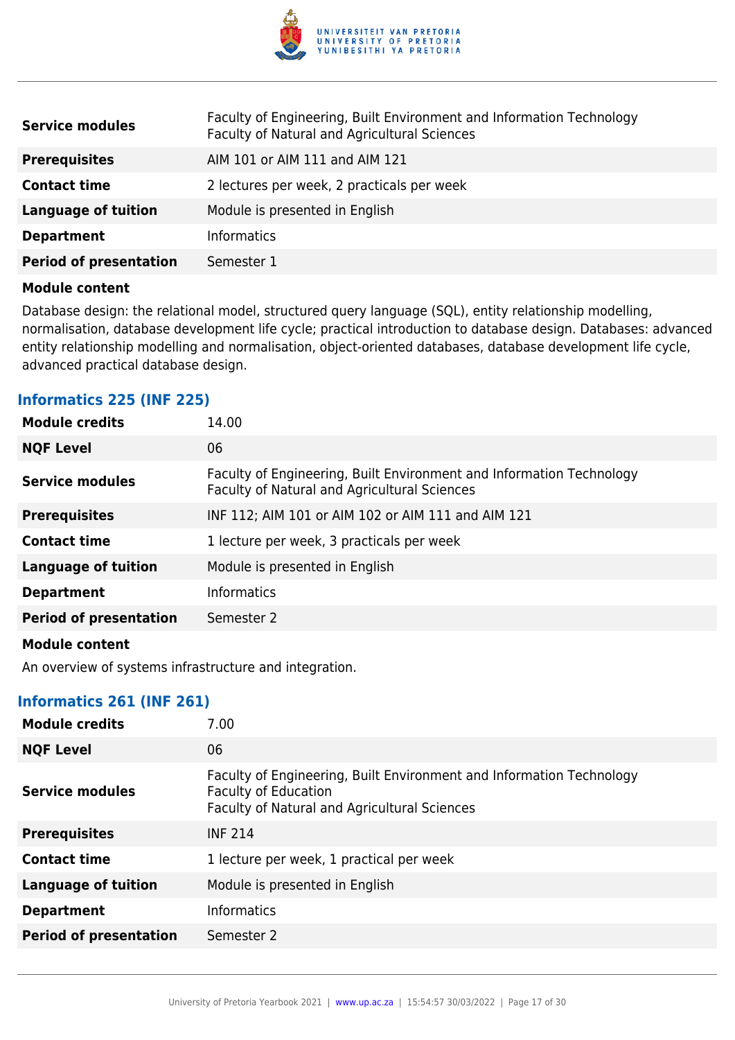| | |
|---|---|
| **Service modules** | Faculty of Engineering, Built Environment and Information Technology<br>Faculty of Natural and Agricultural Sciences |
| **Prerequisites** | AIM 101 or AIM 111 and AIM 121 |
| **Contact time** | 2 lectures per week, 2 practicals per week |
| **Language of tuition** | Module is presented in English |
| **Department** | Informatics |
| **Period of presentation** | Semester 1 |

**Module content**

Database design: the relational model, structured query language (SQL), entity relationship modelling, normalisation, database development life cycle; practical introduction to database design. Databases: advanced entity relationship modelling and normalisation, object-oriented databases, database development life cycle, advanced practical database design.

### Informatics 225 (INF 225)

| | |
|---|---|
| **Module credits** | 14.00 |
| **NQF Level** | 06 |
| **Service modules** | Faculty of Engineering, Built Environment and Information Technology<br>Faculty of Natural and Agricultural Sciences |
| **Prerequisites** | INF 112; AIM 101 or AIM 102 or AIM 111 and AIM 121 |
| **Contact time** | 1 lecture per week, 3 practicals per week |
| **Language of tuition** | Module is presented in English |
| **Department** | Informatics |
| **Period of presentation** | Semester 2 |

**Module content**

An overview of systems infrastructure and integration.

### Informatics 261 (INF 261)

| | |
|---|---|
| **Module credits** | 7.00 |
| **NQF Level** | 06 |
| **Service modules** | Faculty of Engineering, Built Environment and Information Technology<br>Faculty of Education<br>Faculty of Natural and Agricultural Sciences |
| **Prerequisites** | INF 214 |
| **Contact time** | 1 lecture per week, 1 practical per week |
| **Language of tuition** | Module is presented in English |
| **Department** | Informatics |
| **Period of presentation** | Semester 2 |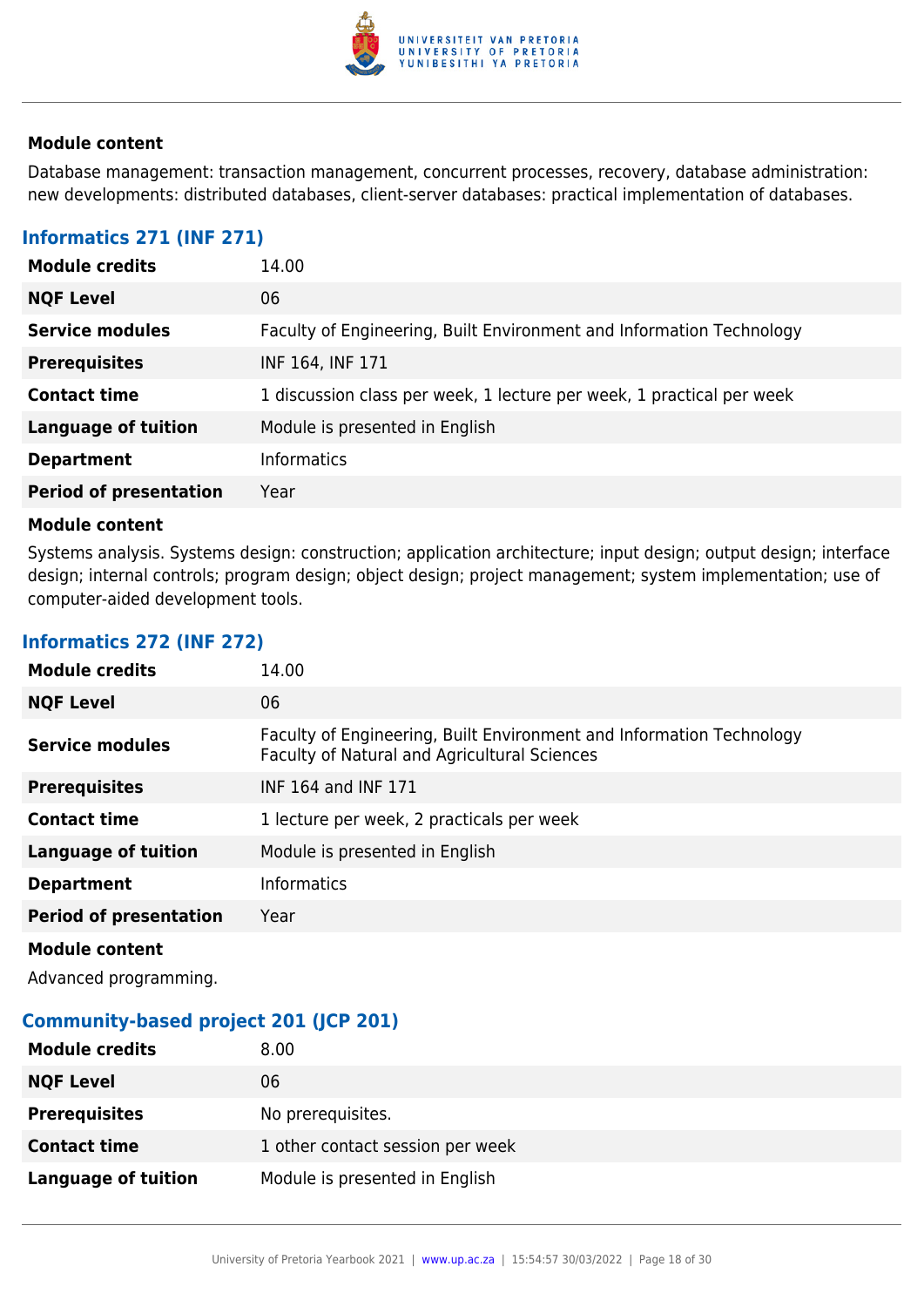**Module content**

Database management: transaction management, concurrent processes, recovery, database administration: new developments: distributed databases, client-server databases: practical implementation of databases.

### Informatics 271 (INF 271)

| | |
|---|---|
| **Module credits** | 14.00 |
| **NQF Level** | 06 |
| **Service modules** | Faculty of Engineering, Built Environment and Information Technology |
| **Prerequisites** | INF 164, INF 171 |
| **Contact time** | 1 discussion class per week, 1 lecture per week, 1 practical per week |
| **Language of tuition** | Module is presented in English |
| **Department** | Informatics |
| **Period of presentation** | Year |

**Module content**

Systems analysis. Systems design: construction; application architecture; input design; output design; interface design; internal controls; program design; object design; project management; system implementation; use of computer-aided development tools.

### Informatics 272 (INF 272)

| | |
|---|---|
| **Module credits** | 14.00 |
| **NQF Level** | 06 |
| **Service modules** | Faculty of Engineering, Built Environment and Information Technology<br>Faculty of Natural and Agricultural Sciences |
| **Prerequisites** | INF 164 and INF 171 |
| **Contact time** | 1 lecture per week, 2 practicals per week |
| **Language of tuition** | Module is presented in English |
| **Department** | Informatics |
| **Period of presentation** | Year |

**Module content**

Advanced programming.

### Community-based project 201 (JCP 201)

| | |
|---|---|
| **Module credits** | 8.00 |
| **NQF Level** | 06 |
| **Prerequisites** | No prerequisites. |
| **Contact time** | 1 other contact session per week |
| **Language of tuition** | Module is presented in English |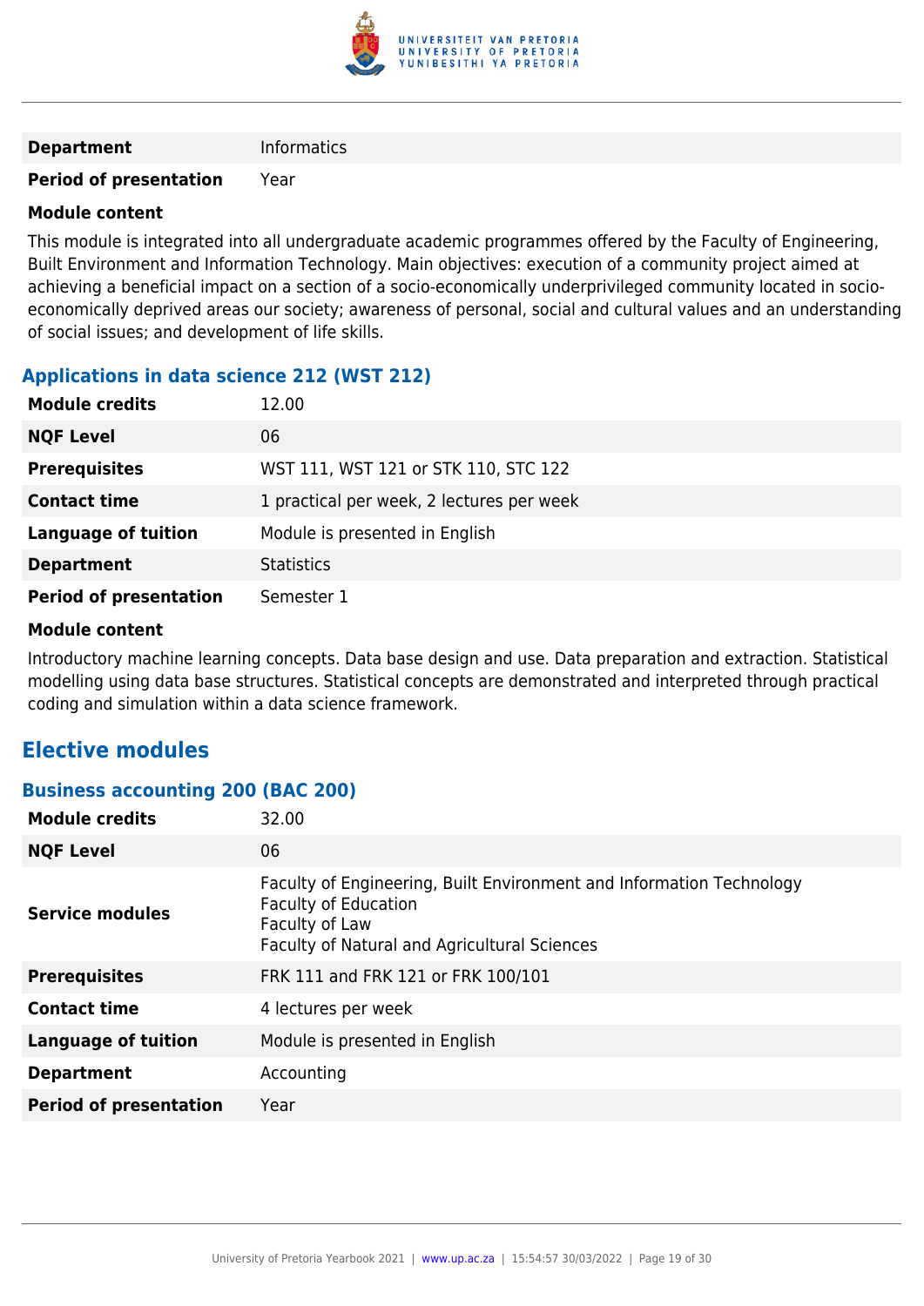| | |
|---|---|
| **Department** | Informatics |
| **Period of presentation** | Year |

**Module content**

This module is integrated into all undergraduate academic programmes offered by the Faculty of Engineering, Built Environment and Information Technology. Main objectives: execution of a community project aimed at achieving a beneficial impact on a section of a socio-economically underprivileged community located in socio-economically deprived areas our society; awareness of personal, social and cultural values and an understanding of social issues; and development of life skills.

### Applications in data science 212 (WST 212)

| | |
|---|---|
| **Module credits** | 12.00 |
| **NQF Level** | 06 |
| **Prerequisites** | WST 111, WST 121 or STK 110, STC 122 |
| **Contact time** | 1 practical per week, 2 lectures per week |
| **Language of tuition** | Module is presented in English |
| **Department** | Statistics |
| **Period of presentation** | Semester 1 |

**Module content**

Introductory machine learning concepts. Data base design and use. Data preparation and extraction. Statistical modelling using data base structures. Statistical concepts are demonstrated and interpreted through practical coding and simulation within a data science framework.

## Elective modules

### Business accounting 200 (BAC 200)

| | |
|---|---|
| **Module credits** | 32.00 |
| **NQF Level** | 06 |
| **Service modules** | Faculty of Engineering, Built Environment and Information Technology<br>Faculty of Education<br>Faculty of Law<br>Faculty of Natural and Agricultural Sciences |
| **Prerequisites** | FRK 111 and FRK 121 or FRK 100/101 |
| **Contact time** | 4 lectures per week |
| **Language of tuition** | Module is presented in English |
| **Department** | Accounting |
| **Period of presentation** | Year |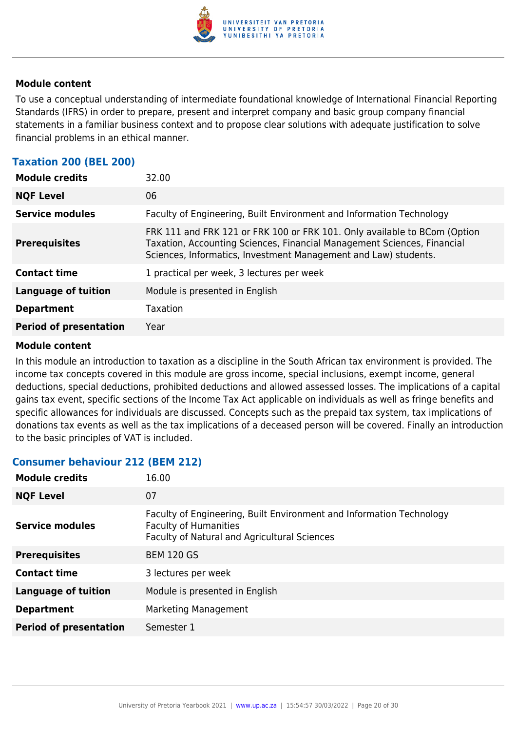#### Module content

To use a conceptual understanding of intermediate foundational knowledge of International Financial Reporting Standards (IFRS) in order to prepare, present and interpret company and basic group company financial statements in a familiar business context and to propose clear solutions with adequate justification to solve financial problems in an ethical manner.

### Taxation 200 (BEL 200)

| | |
|---|---|
| **Module credits** | 32.00 |
| **NQF Level** | 06 |
| **Service modules** | Faculty of Engineering, Built Environment and Information Technology |
| **Prerequisites** | FRK 111 and FRK 121 or FRK 100 or FRK 101. Only available to BCom (Option Taxation, Accounting Sciences, Financial Management Sciences, Financial Sciences, Informatics, Investment Management and Law) students. |
| **Contact time** | 1 practical per week, 3 lectures per week |
| **Language of tuition** | Module is presented in English |
| **Department** | Taxation |
| **Period of presentation** | Year |

#### Module content

In this module an introduction to taxation as a discipline in the South African tax environment is provided. The income tax concepts covered in this module are gross income, special inclusions, exempt income, general deductions, special deductions, prohibited deductions and allowed assessed losses. The implications of a capital gains tax event, specific sections of the Income Tax Act applicable on individuals as well as fringe benefits and specific allowances for individuals are discussed. Concepts such as the prepaid tax system, tax implications of donations tax events as well as the tax implications of a deceased person will be covered. Finally an introduction to the basic principles of VAT is included.

### Consumer behaviour 212 (BEM 212)

| | |
|---|---|
| **Module credits** | 16.00 |
| **NQF Level** | 07 |
| **Service modules** | Faculty of Engineering, Built Environment and Information Technology<br>Faculty of Humanities<br>Faculty of Natural and Agricultural Sciences |
| **Prerequisites** | BEM 120 GS |
| **Contact time** | 3 lectures per week |
| **Language of tuition** | Module is presented in English |
| **Department** | Marketing Management |
| **Period of presentation** | Semester 1 |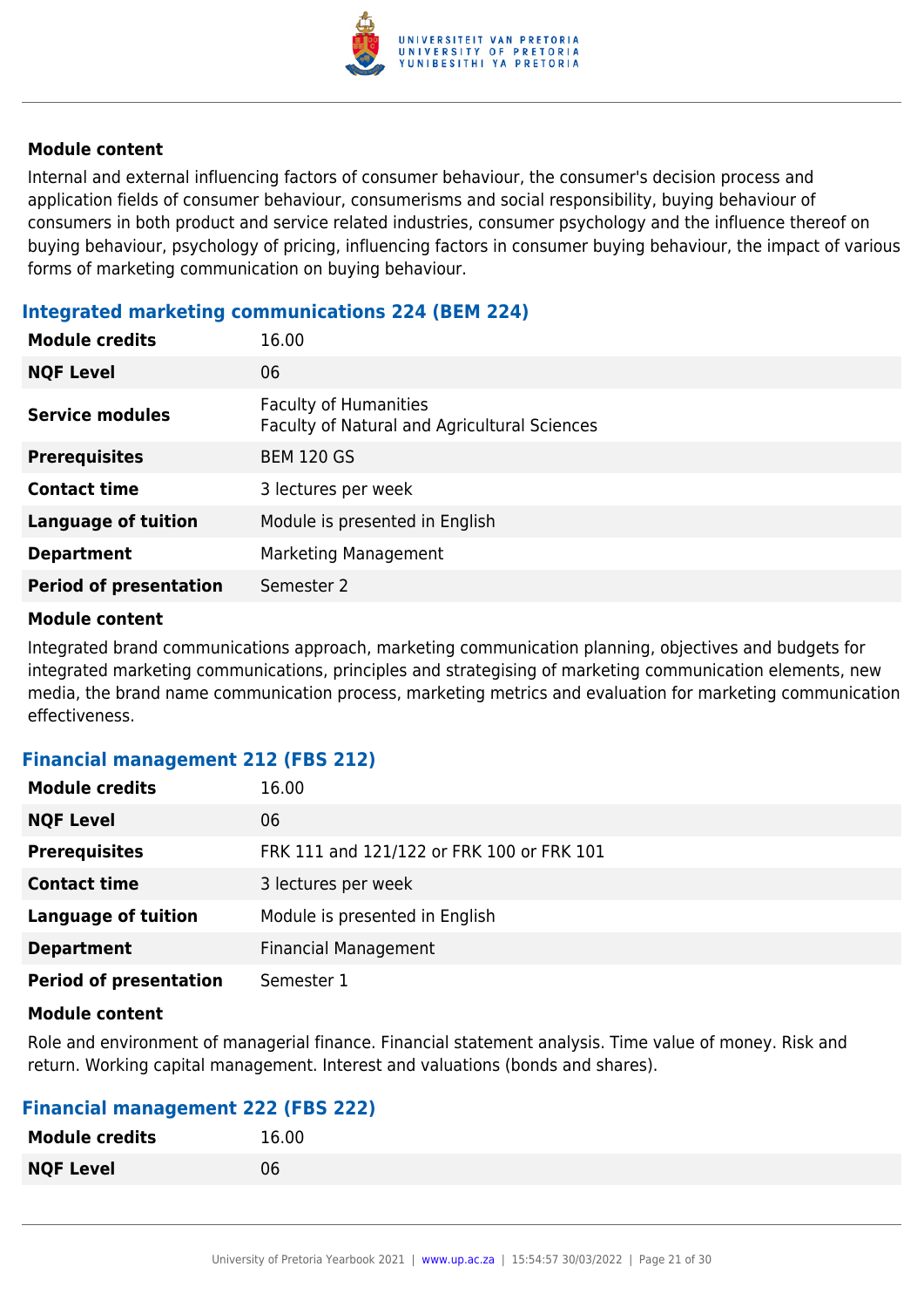#### Module content

Internal and external influencing factors of consumer behaviour, the consumer's decision process and application fields of consumer behaviour, consumerisms and social responsibility, buying behaviour of consumers in both product and service related industries, consumer psychology and the influence thereof on buying behaviour, psychology of pricing, influencing factors in consumer buying behaviour, the impact of various forms of marketing communication on buying behaviour.

### Integrated marketing communications 224 (BEM 224)

| | |
|---|---|
| **Module credits** | 16.00 |
| **NQF Level** | 06 |
| **Service modules** | Faculty of Humanities<br>Faculty of Natural and Agricultural Sciences |
| **Prerequisites** | BEM 120 GS |
| **Contact time** | 3 lectures per week |
| **Language of tuition** | Module is presented in English |
| **Department** | Marketing Management |
| **Period of presentation** | Semester 2 |

#### Module content

Integrated brand communications approach, marketing communication planning, objectives and budgets for integrated marketing communications, principles and strategising of marketing communication elements, new media, the brand name communication process, marketing metrics and evaluation for marketing communication effectiveness.

### Financial management 212 (FBS 212)

| | |
|---|---|
| **Module credits** | 16.00 |
| **NQF Level** | 06 |
| **Prerequisites** | FRK 111 and 121/122 or FRK 100 or FRK 101 |
| **Contact time** | 3 lectures per week |
| **Language of tuition** | Module is presented in English |
| **Department** | Financial Management |
| **Period of presentation** | Semester 1 |

#### Module content

Role and environment of managerial finance. Financial statement analysis. Time value of money. Risk and return. Working capital management. Interest and valuations (bonds and shares).

### Financial management 222 (FBS 222)

| | |
|---|---|
| **Module credits** | 16.00 |
| **NQF Level** | 06 |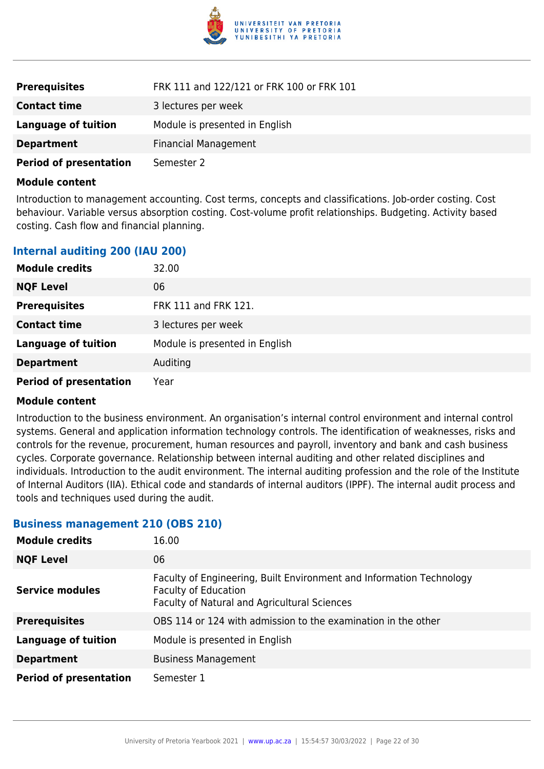| | |
|---|---|
| **Prerequisites** | FRK 111 and 122/121 or FRK 100 or FRK 101 |
| **Contact time** | 3 lectures per week |
| **Language of tuition** | Module is presented in English |
| **Department** | Financial Management |
| **Period of presentation** | Semester 2 |

**Module content**

Introduction to management accounting. Cost terms, concepts and classifications. Job-order costing. Cost behaviour. Variable versus absorption costing. Cost-volume profit relationships. Budgeting. Activity based costing. Cash flow and financial planning.

### Internal auditing 200 (IAU 200)

| | |
|---|---|
| **Module credits** | 32.00 |
| **NQF Level** | 06 |
| **Prerequisites** | FRK 111 and FRK 121. |
| **Contact time** | 3 lectures per week |
| **Language of tuition** | Module is presented in English |
| **Department** | Auditing |
| **Period of presentation** | Year |

**Module content**

Introduction to the business environment. An organisation's internal control environment and internal control systems. General and application information technology controls. The identification of weaknesses, risks and controls for the revenue, procurement, human resources and payroll, inventory and bank and cash business cycles. Corporate governance. Relationship between internal auditing and other related disciplines and individuals. Introduction to the audit environment. The internal auditing profession and the role of the Institute of Internal Auditors (IIA). Ethical code and standards of internal auditors (IPPF). The internal audit process and tools and techniques used during the audit.

### Business management 210 (OBS 210)

| | |
|---|---|
| **Module credits** | 16.00 |
| **NQF Level** | 06 |
| **Service modules** | Faculty of Engineering, Built Environment and Information Technology<br>Faculty of Education<br>Faculty of Natural and Agricultural Sciences |
| **Prerequisites** | OBS 114 or 124 with admission to the examination in the other |
| **Language of tuition** | Module is presented in English |
| **Department** | Business Management |
| **Period of presentation** | Semester 1 |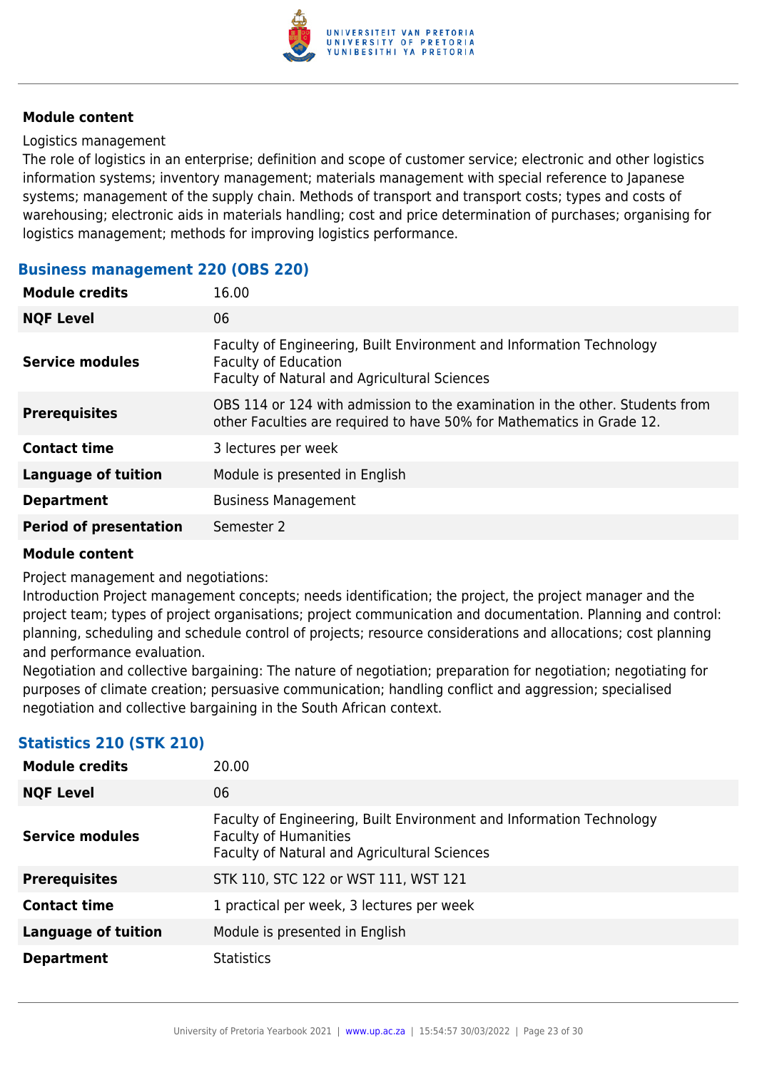**Module content**

Logistics management
The role of logistics in an enterprise; definition and scope of customer service; electronic and other logistics information systems; inventory management; materials management with special reference to Japanese systems; management of the supply chain. Methods of transport and transport costs; types and costs of warehousing; electronic aids in materials handling; cost and price determination of purchases; organising for logistics management; methods for improving logistics performance.

### Business management 220 (OBS 220)

| | |
|---|---|
| **Module credits** | 16.00 |
| **NQF Level** | 06 |
| **Service modules** | Faculty of Engineering, Built Environment and Information Technology<br>Faculty of Education<br>Faculty of Natural and Agricultural Sciences |
| **Prerequisites** | OBS 114 or 124 with admission to the examination in the other. Students from other Faculties are required to have 50% for Mathematics in Grade 12. |
| **Contact time** | 3 lectures per week |
| **Language of tuition** | Module is presented in English |
| **Department** | Business Management |
| **Period of presentation** | Semester 2 |

**Module content**

Project management and negotiations:
Introduction Project management concepts; needs identification; the project, the project manager and the project team; types of project organisations; project communication and documentation. Planning and control: planning, scheduling and schedule control of projects; resource considerations and allocations; cost planning and performance evaluation.
Negotiation and collective bargaining: The nature of negotiation; preparation for negotiation; negotiating for purposes of climate creation; persuasive communication; handling conflict and aggression; specialised negotiation and collective bargaining in the South African context.

### Statistics 210 (STK 210)

| | |
|---|---|
| **Module credits** | 20.00 |
| **NQF Level** | 06 |
| **Service modules** | Faculty of Engineering, Built Environment and Information Technology<br>Faculty of Humanities<br>Faculty of Natural and Agricultural Sciences |
| **Prerequisites** | STK 110, STC 122 or WST 111, WST 121 |
| **Contact time** | 1 practical per week, 3 lectures per week |
| **Language of tuition** | Module is presented in English |
| **Department** | Statistics |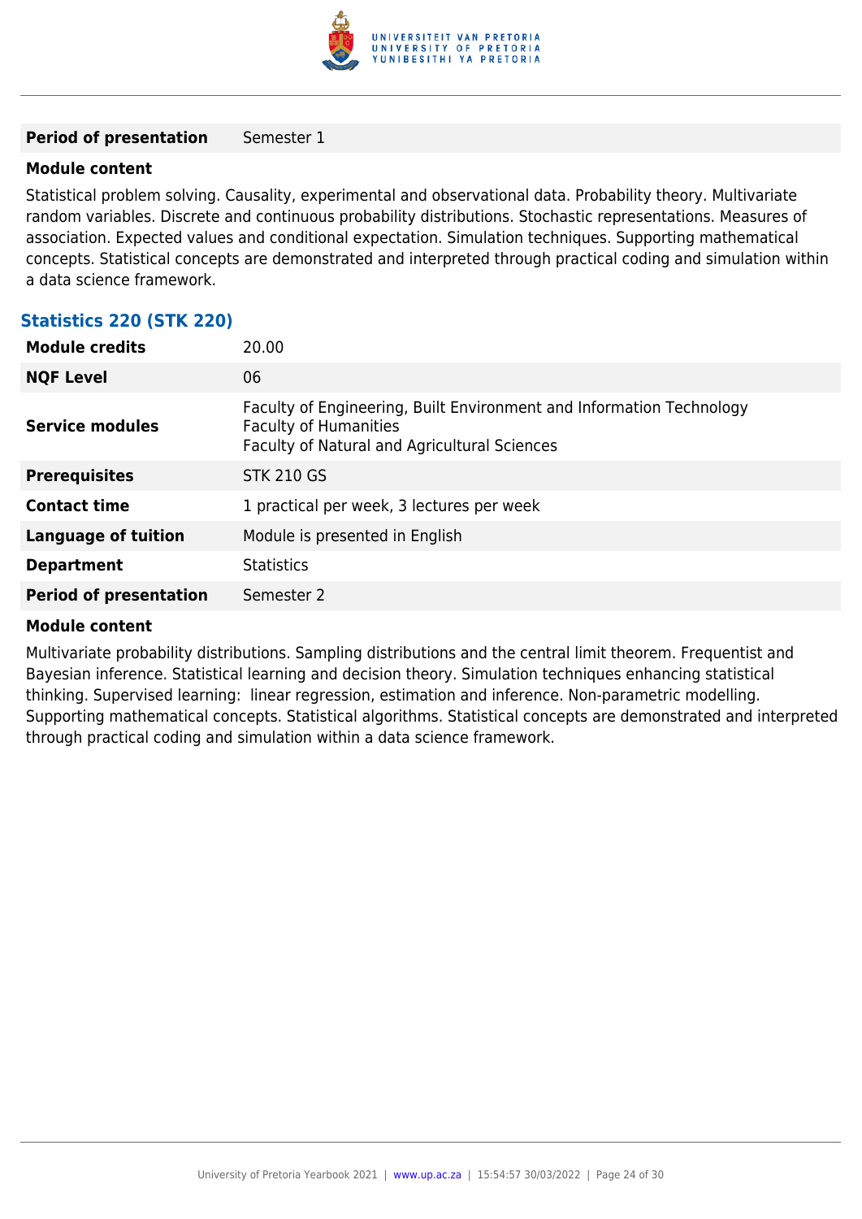| | |
|---|---|
| **Period of presentation** | Semester 1 |

**Module content**

Statistical problem solving. Causality, experimental and observational data. Probability theory. Multivariate random variables. Discrete and continuous probability distributions. Stochastic representations. Measures of association. Expected values and conditional expectation. Simulation techniques. Supporting mathematical concepts. Statistical concepts are demonstrated and interpreted through practical coding and simulation within a data science framework.

### Statistics 220 (STK 220)

| | |
|---|---|
| **Module credits** | 20.00 |
| **NQF Level** | 06 |
| **Service modules** | Faculty of Engineering, Built Environment and Information Technology<br>Faculty of Humanities<br>Faculty of Natural and Agricultural Sciences |
| **Prerequisites** | STK 210 GS |
| **Contact time** | 1 practical per week, 3 lectures per week |
| **Language of tuition** | Module is presented in English |
| **Department** | Statistics |
| **Period of presentation** | Semester 2 |

**Module content**

Multivariate probability distributions. Sampling distributions and the central limit theorem. Frequentist and Bayesian inference. Statistical learning and decision theory. Simulation techniques enhancing statistical thinking. Supervised learning: linear regression, estimation and inference. Non-parametric modelling. Supporting mathematical concepts. Statistical algorithms. Statistical concepts are demonstrated and interpreted through practical coding and simulation within a data science framework.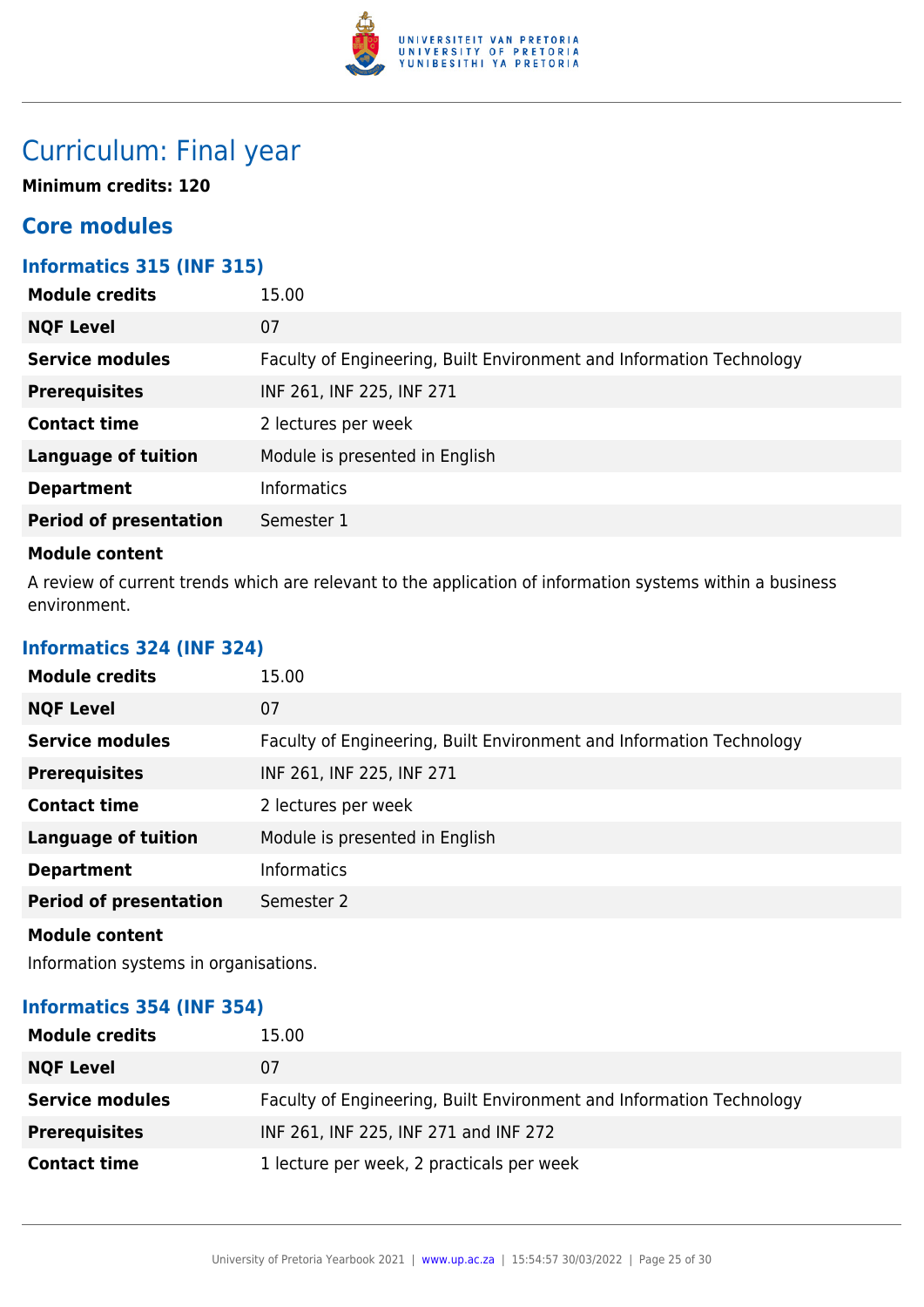# Curriculum: Final year

**Minimum credits: 120**

## Core modules

### Informatics 315 (INF 315)

| | |
|---|---|
| **Module credits** | 15.00 |
| **NQF Level** | 07 |
| **Service modules** | Faculty of Engineering, Built Environment and Information Technology |
| **Prerequisites** | INF 261, INF 225, INF 271 |
| **Contact time** | 2 lectures per week |
| **Language of tuition** | Module is presented in English |
| **Department** | Informatics |
| **Period of presentation** | Semester 1 |

**Module content**

A review of current trends which are relevant to the application of information systems within a business environment.

### Informatics 324 (INF 324)

| | |
|---|---|
| **Module credits** | 15.00 |
| **NQF Level** | 07 |
| **Service modules** | Faculty of Engineering, Built Environment and Information Technology |
| **Prerequisites** | INF 261, INF 225, INF 271 |
| **Contact time** | 2 lectures per week |
| **Language of tuition** | Module is presented in English |
| **Department** | Informatics |
| **Period of presentation** | Semester 2 |

**Module content**

Information systems in organisations.

### Informatics 354 (INF 354)

| | |
|---|---|
| **Module credits** | 15.00 |
| **NQF Level** | 07 |
| **Service modules** | Faculty of Engineering, Built Environment and Information Technology |
| **Prerequisites** | INF 261, INF 225, INF 271 and INF 272 |
| **Contact time** | 1 lecture per week, 2 practicals per week |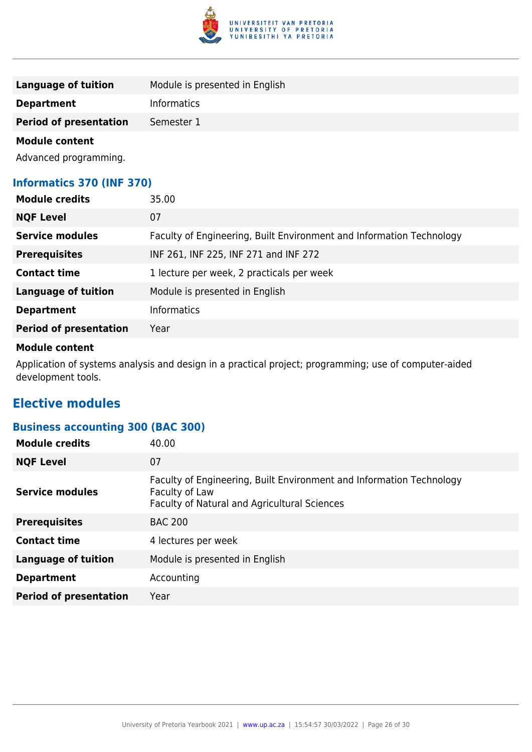| | |
|---|---|
| **Language of tuition** | Module is presented in English |
| **Department** | Informatics |
| **Period of presentation** | Semester 1 |

**Module content**

Advanced programming.

### Informatics 370 (INF 370)

| | |
|---|---|
| **Module credits** | 35.00 |
| **NQF Level** | 07 |
| **Service modules** | Faculty of Engineering, Built Environment and Information Technology |
| **Prerequisites** | INF 261, INF 225, INF 271 and INF 272 |
| **Contact time** | 1 lecture per week, 2 practicals per week |
| **Language of tuition** | Module is presented in English |
| **Department** | Informatics |
| **Period of presentation** | Year |

**Module content**

Application of systems analysis and design in a practical project; programming; use of computer-aided development tools.

## Elective modules

### Business accounting 300 (BAC 300)

| | |
|---|---|
| **Module credits** | 40.00 |
| **NQF Level** | 07 |
| **Service modules** | Faculty of Engineering, Built Environment and Information Technology<br>Faculty of Law<br>Faculty of Natural and Agricultural Sciences |
| **Prerequisites** | BAC 200 |
| **Contact time** | 4 lectures per week |
| **Language of tuition** | Module is presented in English |
| **Department** | Accounting |
| **Period of presentation** | Year |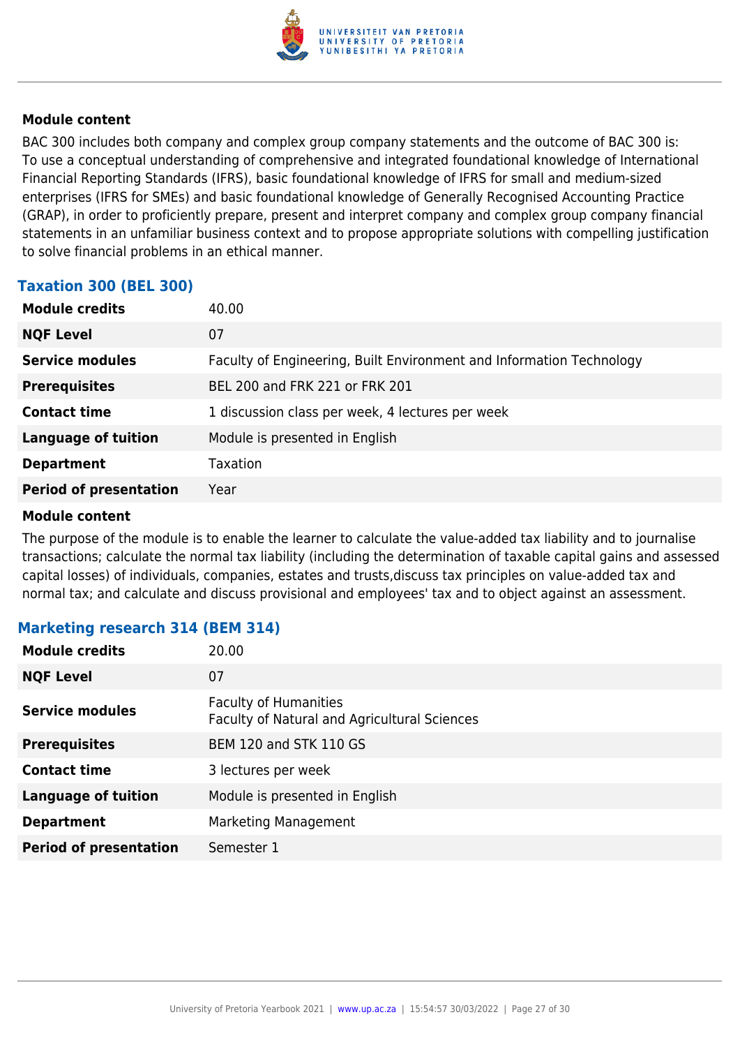**Module content**

BAC 300 includes both company and complex group company statements and the outcome of BAC 300 is: To use a conceptual understanding of comprehensive and integrated foundational knowledge of International Financial Reporting Standards (IFRS), basic foundational knowledge of IFRS for small and medium-sized enterprises (IFRS for SMEs) and basic foundational knowledge of Generally Recognised Accounting Practice (GRAP), in order to proficiently prepare, present and interpret company and complex group company financial statements in an unfamiliar business context and to propose appropriate solutions with compelling justification to solve financial problems in an ethical manner.

### Taxation 300 (BEL 300)

| | |
|---|---|
| **Module credits** | 40.00 |
| **NQF Level** | 07 |
| **Service modules** | Faculty of Engineering, Built Environment and Information Technology |
| **Prerequisites** | BEL 200 and FRK 221 or FRK 201 |
| **Contact time** | 1 discussion class per week, 4 lectures per week |
| **Language of tuition** | Module is presented in English |
| **Department** | Taxation |
| **Period of presentation** | Year |

**Module content**

The purpose of the module is to enable the learner to calculate the value-added tax liability and to journalise transactions; calculate the normal tax liability (including the determination of taxable capital gains and assessed capital losses) of individuals, companies, estates and trusts,discuss tax principles on value-added tax and normal tax; and calculate and discuss provisional and employees' tax and to object against an assessment.

### Marketing research 314 (BEM 314)

| | |
|---|---|
| **Module credits** | 20.00 |
| **NQF Level** | 07 |
| **Service modules** | Faculty of Humanities<br>Faculty of Natural and Agricultural Sciences |
| **Prerequisites** | BEM 120 and STK 110 GS |
| **Contact time** | 3 lectures per week |
| **Language of tuition** | Module is presented in English |
| **Department** | Marketing Management |
| **Period of presentation** | Semester 1 |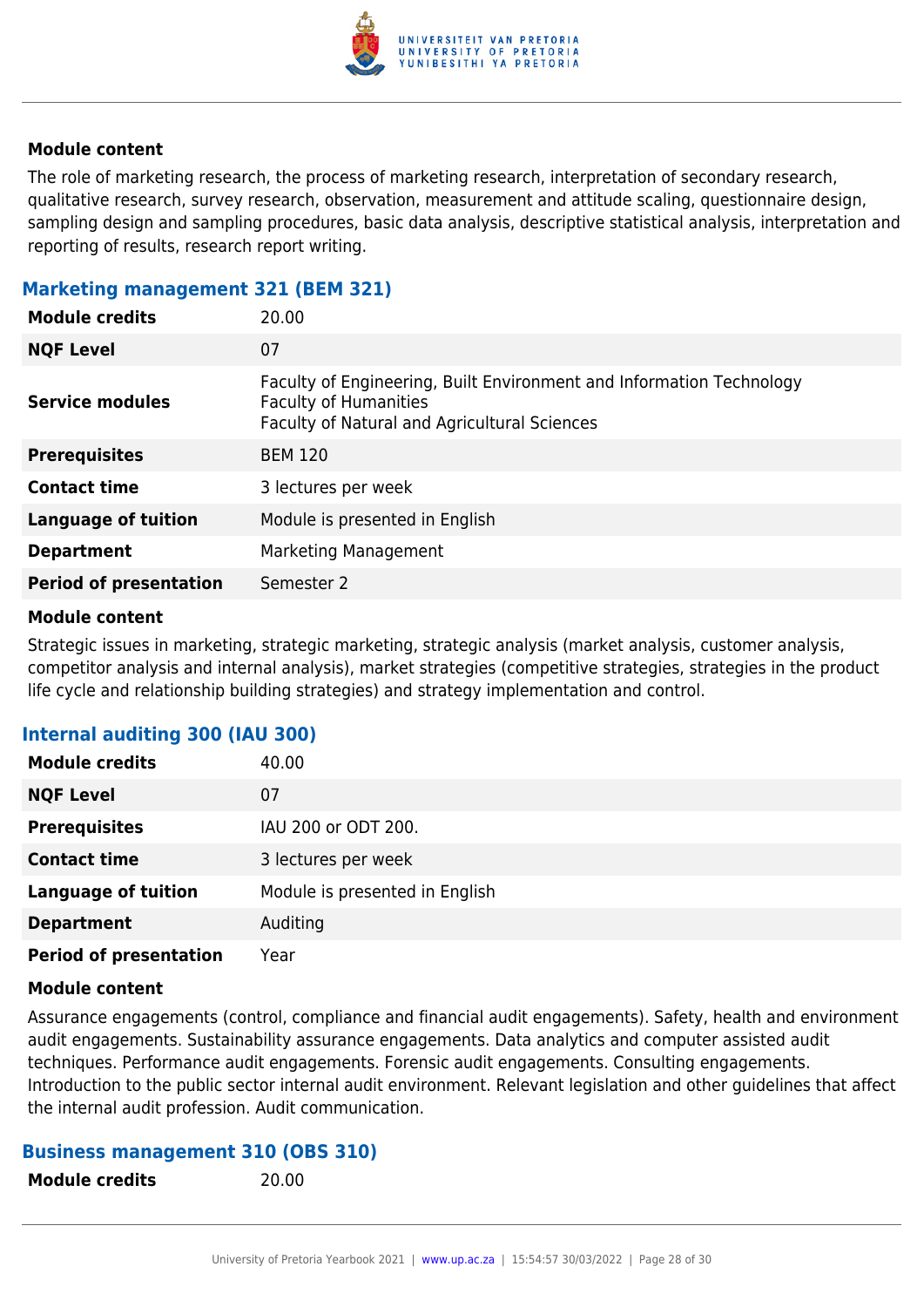**Module content**

The role of marketing research, the process of marketing research, interpretation of secondary research, qualitative research, survey research, observation, measurement and attitude scaling, questionnaire design, sampling design and sampling procedures, basic data analysis, descriptive statistical analysis, interpretation and reporting of results, research report writing.

### Marketing management 321 (BEM 321)

| | |
|---|---|
| **Module credits** | 20.00 |
| **NQF Level** | 07 |
| **Service modules** | Faculty of Engineering, Built Environment and Information Technology<br>Faculty of Humanities<br>Faculty of Natural and Agricultural Sciences |
| **Prerequisites** | BEM 120 |
| **Contact time** | 3 lectures per week |
| **Language of tuition** | Module is presented in English |
| **Department** | Marketing Management |
| **Period of presentation** | Semester 2 |

**Module content**

Strategic issues in marketing, strategic marketing, strategic analysis (market analysis, customer analysis, competitor analysis and internal analysis), market strategies (competitive strategies, strategies in the product life cycle and relationship building strategies) and strategy implementation and control.

### Internal auditing 300 (IAU 300)

| | |
|---|---|
| **Module credits** | 40.00 |
| **NQF Level** | 07 |
| **Prerequisites** | IAU 200 or ODT 200. |
| **Contact time** | 3 lectures per week |
| **Language of tuition** | Module is presented in English |
| **Department** | Auditing |
| **Period of presentation** | Year |

**Module content**

Assurance engagements (control, compliance and financial audit engagements). Safety, health and environment audit engagements. Sustainability assurance engagements. Data analytics and computer assisted audit techniques. Performance audit engagements. Forensic audit engagements. Consulting engagements. Introduction to the public sector internal audit environment. Relevant legislation and other guidelines that affect the internal audit profession. Audit communication.

### Business management 310 (OBS 310)

| | |
|---|---|
| **Module credits** | 20.00 |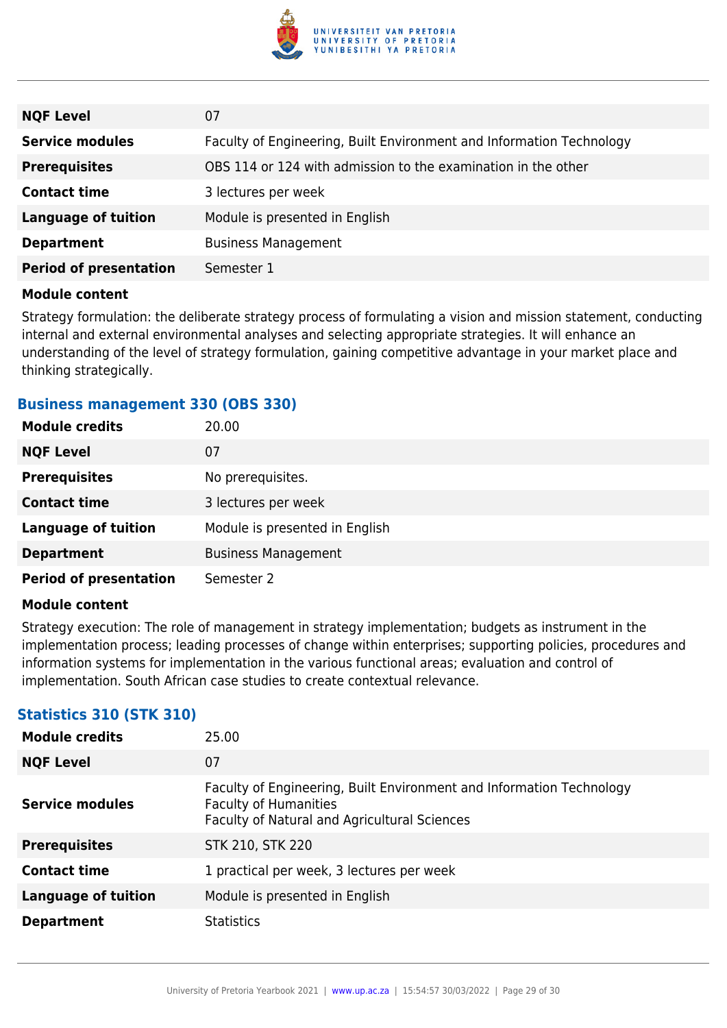| | |
|---|---|
| **NQF Level** | 07 |
| **Service modules** | Faculty of Engineering, Built Environment and Information Technology |
| **Prerequisites** | OBS 114 or 124 with admission to the examination in the other |
| **Contact time** | 3 lectures per week |
| **Language of tuition** | Module is presented in English |
| **Department** | Business Management |
| **Period of presentation** | Semester 1 |

**Module content**

Strategy formulation: the deliberate strategy process of formulating a vision and mission statement, conducting internal and external environmental analyses and selecting appropriate strategies. It will enhance an understanding of the level of strategy formulation, gaining competitive advantage in your market place and thinking strategically.

### Business management 330 (OBS 330)

| | |
|---|---|
| **Module credits** | 20.00 |
| **NQF Level** | 07 |
| **Prerequisites** | No prerequisites. |
| **Contact time** | 3 lectures per week |
| **Language of tuition** | Module is presented in English |
| **Department** | Business Management |
| **Period of presentation** | Semester 2 |

**Module content**

Strategy execution: The role of management in strategy implementation; budgets as instrument in the implementation process; leading processes of change within enterprises; supporting policies, procedures and information systems for implementation in the various functional areas; evaluation and control of implementation. South African case studies to create contextual relevance.

### Statistics 310 (STK 310)

| | |
|---|---|
| **Module credits** | 25.00 |
| **NQF Level** | 07 |
| **Service modules** | Faculty of Engineering, Built Environment and Information Technology<br>Faculty of Humanities<br>Faculty of Natural and Agricultural Sciences |
| **Prerequisites** | STK 210, STK 220 |
| **Contact time** | 1 practical per week, 3 lectures per week |
| **Language of tuition** | Module is presented in English |
| **Department** | Statistics |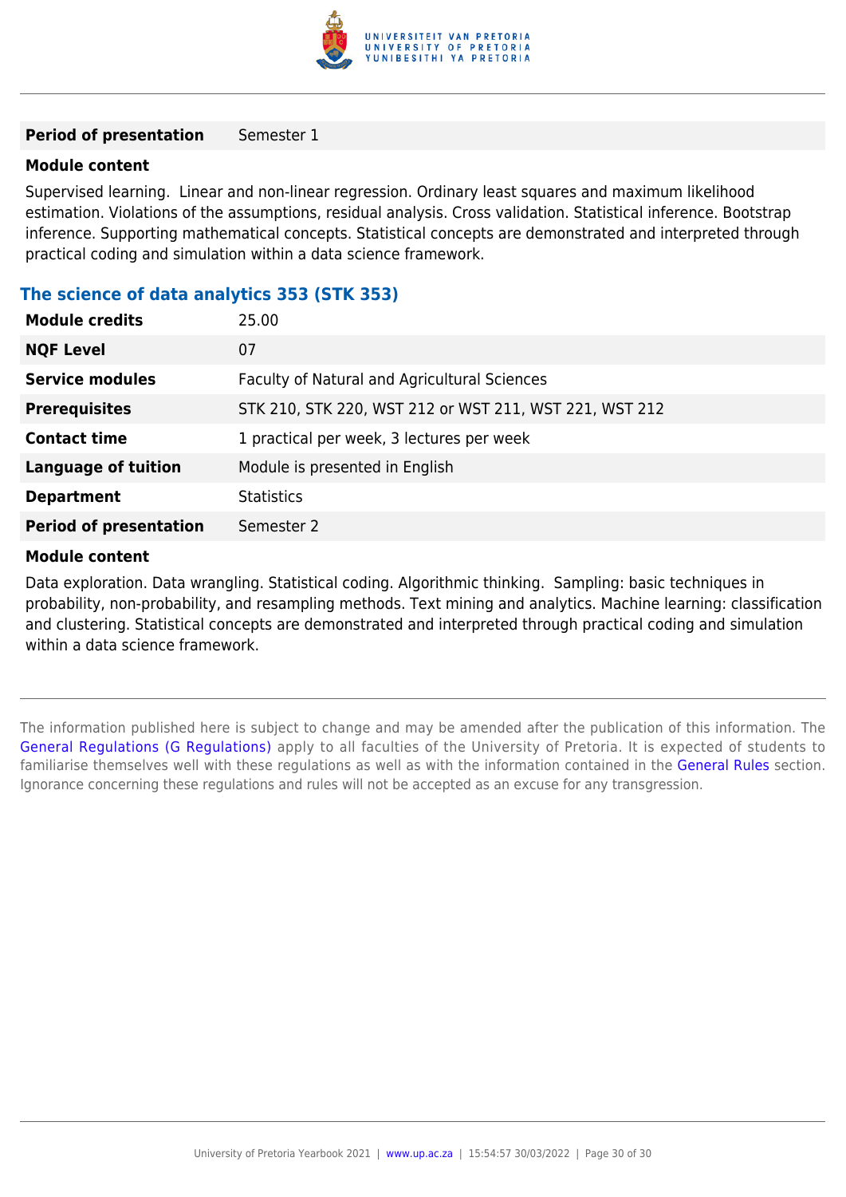| | |
|---|---|
| **Period of presentation** | Semester 1 |

**Module content**

Supervised learning.  Linear and non-linear regression. Ordinary least squares and maximum likelihood estimation. Violations of the assumptions, residual analysis. Cross validation. Statistical inference. Bootstrap inference. Supporting mathematical concepts. Statistical concepts are demonstrated and interpreted through practical coding and simulation within a data science framework.

### The science of data analytics 353 (STK 353)

| | |
|---|---|
| **Module credits** | 25.00 |
| **NQF Level** | 07 |
| **Service modules** | Faculty of Natural and Agricultural Sciences |
| **Prerequisites** | STK 210, STK 220, WST 212 or WST 211, WST 221, WST 212 |
| **Contact time** | 1 practical per week, 3 lectures per week |
| **Language of tuition** | Module is presented in English |
| **Department** | Statistics |
| **Period of presentation** | Semester 2 |

**Module content**

Data exploration. Data wrangling. Statistical coding. Algorithmic thinking.  Sampling: basic techniques in probability, non-probability, and resampling methods. Text mining and analytics. Machine learning: classification and clustering. Statistical concepts are demonstrated and interpreted through practical coding and simulation within a data science framework.

The information published here is subject to change and may be amended after the publication of this information. The General Regulations (G Regulations) apply to all faculties of the University of Pretoria. It is expected of students to familiarise themselves well with these regulations as well as with the information contained in the General Rules section. Ignorance concerning these regulations and rules will not be accepted as an excuse for any transgression.